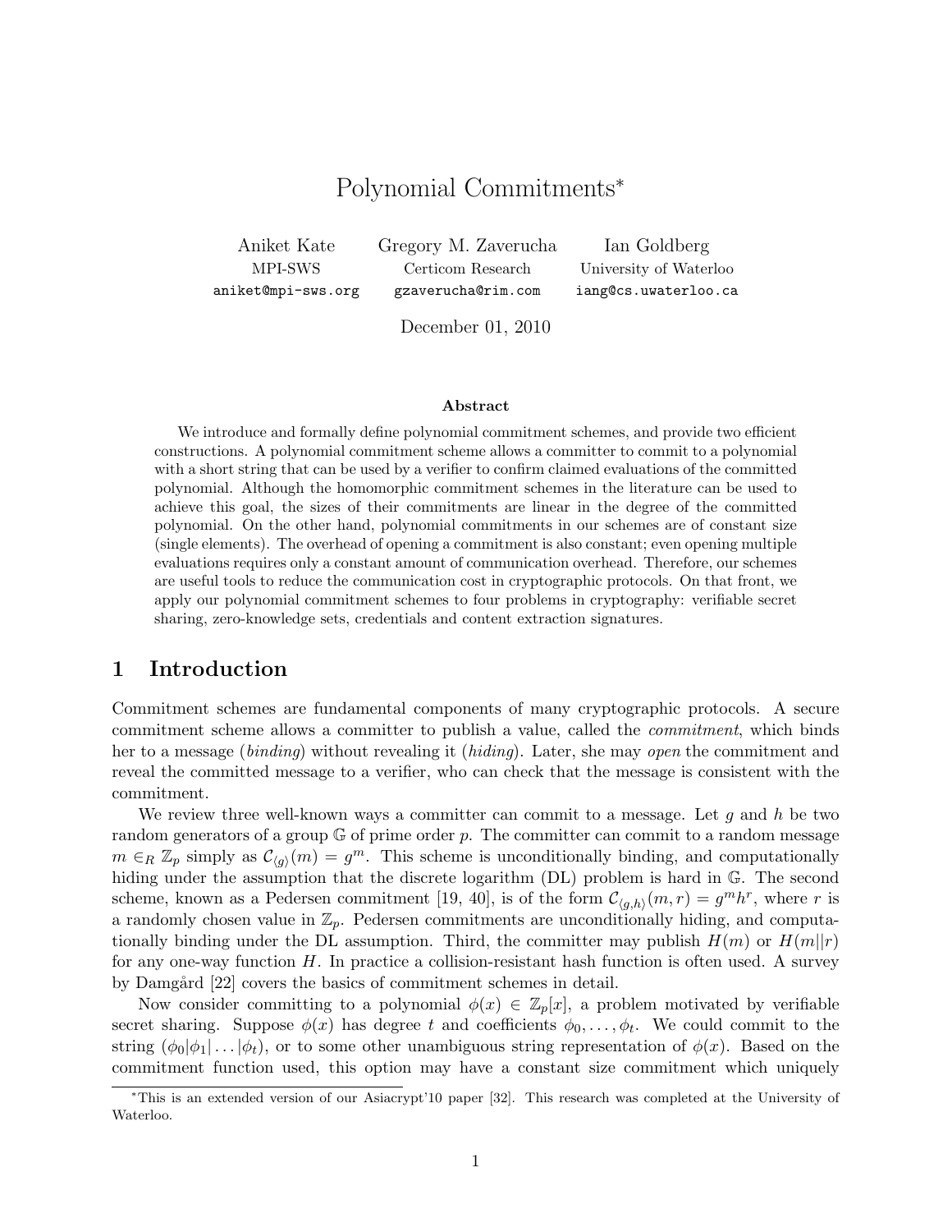// Polynomial Commitments*

Aniket Kate
MPI-SWS
aniket@mpi-sws.org

Gregory M. Zaverucha
Certicom Research
gzaverucha@rim.com

Ian Goldberg
University of Waterloo
iang@cs.uwaterloo.ca

December 01, 2010

**Abstract**

We introduce and formally define polynomial commitment schemes, and provide two efficient constructions. A polynomial commitment scheme allows a committer to commit to a polynomial with a short string that can be used by a verifier to confirm claimed evaluations of the committed polynomial. Although the homomorphic commitment schemes in the literature can be used to achieve this goal, the sizes of their commitments are linear in the degree of the committed polynomial. On the other hand, polynomial commitments in our schemes are of constant size (single elements). The overhead of opening a commitment is also constant; even opening multiple evaluations requires only a constant amount of communication overhead. Therefore, our schemes are useful tools to reduce the communication cost in cryptographic protocols. On that front, we apply our polynomial commitment schemes to four problems in cryptography: verifiable secret sharing, zero-knowledge sets, credentials and content extraction signatures.

## 1 Introduction

Commitment schemes are fundamental components of many cryptographic protocols. A secure commitment scheme allows a committer to publish a value, called the *commitment*, which binds her to a message (*binding*) without revealing it (*hiding*). Later, she may *open* the commitment and reveal the committed message to a verifier, who can check that the message is consistent with the commitment.

We review three well-known ways a committer can commit to a message. Let $g$ and $h$ be two random generators of a group $\mathbb{G}$ of prime order $p$. The committer can commit to a random message $m \in_R \mathbb{Z}_p$ simply as $\mathcal{C}_{\langle g \rangle}(m) = g^m$. This scheme is unconditionally binding, and computationally hiding under the assumption that the discrete logarithm (DL) problem is hard in $\mathbb{G}$. The second scheme, known as a Pedersen commitment [19, 40], is of the form $\mathcal{C}_{\langle g,h \rangle}(m,r) = g^m h^r$, where $r$ is a randomly chosen value in $\mathbb{Z}_p$. Pedersen commitments are unconditionally hiding, and computationally binding under the DL assumption. Third, the committer may publish $H(m)$ or $H(m||r)$ for any one-way function $H$. In practice a collision-resistant hash function is often used. A survey by Damgård [22] covers the basics of commitment schemes in detail.

Now consider committing to a polynomial $\phi(x) \in \mathbb{Z}_p[x]$, a problem motivated by verifiable secret sharing. Suppose $\phi(x)$ has degree $t$ and coefficients $\phi_0, \ldots, \phi_t$. We could commit to the string $(\phi_0|\phi_1|\ldots|\phi_t)$, or to some other unambiguous string representation of $\phi(x)$. Based on the commitment function used, this option may have a constant size commitment which uniquely

---

*This is an extended version of our Asiacrypt'10 paper [32]. This research was completed at the University of Waterloo.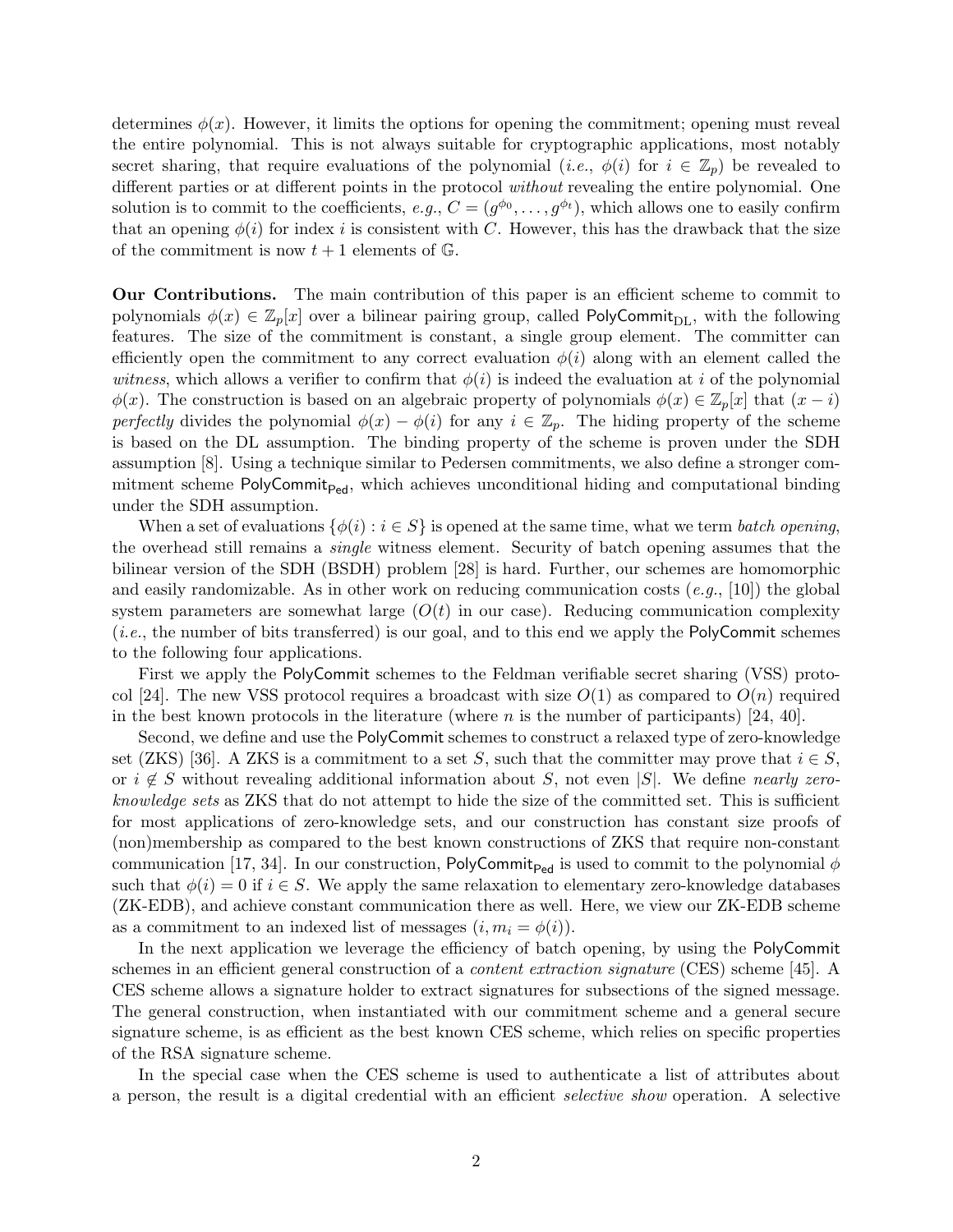determines $\phi(x)$. However, it limits the options for opening the commitment; opening must reveal the entire polynomial. This is not always suitable for cryptographic applications, most notably secret sharing, that require evaluations of the polynomial (*i.e.*, $\phi(i)$ for $i \in \mathbb{Z}_p$) be revealed to different parties or at different points in the protocol *without* revealing the entire polynomial. One solution is to commit to the coefficients, *e.g.*, $C = (g^{\phi_0}, \ldots, g^{\phi_t})$, which allows one to easily confirm that an opening $\phi(i)$ for index $i$ is consistent with $C$. However, this has the drawback that the size of the commitment is now $t + 1$ elements of $\mathbb{G}$.

**Our Contributions.** The main contribution of this paper is an efficient scheme to commit to polynomials $\phi(x) \in \mathbb{Z}_p[x]$ over a bilinear pairing group, called $\mathsf{PolyCommit}_{\mathrm{DL}}$, with the following features. The size of the commitment is constant, a single group element. The committer can efficiently open the commitment to any correct evaluation $\phi(i)$ along with an element called the *witness*, which allows a verifier to confirm that $\phi(i)$ is indeed the evaluation at $i$ of the polynomial $\phi(x)$. The construction is based on an algebraic property of polynomials $\phi(x) \in \mathbb{Z}_p[x]$ that $(x - i)$ *perfectly* divides the polynomial $\phi(x) - \phi(i)$ for any $i \in \mathbb{Z}_p$. The hiding property of the scheme is based on the DL assumption. The binding property of the scheme is proven under the SDH assumption [8]. Using a technique similar to Pedersen commitments, we also define a stronger commitment scheme $\mathsf{PolyCommit}_{\mathsf{Ped}}$, which achieves unconditional hiding and computational binding under the SDH assumption.

When a set of evaluations $\{\phi(i) : i \in S\}$ is opened at the same time, what we term *batch opening*, the overhead still remains a *single* witness element. Security of batch opening assumes that the bilinear version of the SDH (BSDH) problem [28] is hard. Further, our schemes are homomorphic and easily randomizable. As in other work on reducing communication costs (*e.g.*, [10]) the global system parameters are somewhat large ($O(t)$ in our case). Reducing communication complexity (*i.e.*, the number of bits transferred) is our goal, and to this end we apply the $\mathsf{PolyCommit}$ schemes to the following four applications.

First we apply the $\mathsf{PolyCommit}$ schemes to the Feldman verifiable secret sharing (VSS) protocol [24]. The new VSS protocol requires a broadcast with size $O(1)$ as compared to $O(n)$ required in the best known protocols in the literature (where $n$ is the number of participants) [24, 40].

Second, we define and use the $\mathsf{PolyCommit}$ schemes to construct a relaxed type of zero-knowledge set (ZKS) [36]. A ZKS is a commitment to a set $S$, such that the committer may prove that $i \in S$, or $i \notin S$ without revealing additional information about $S$, not even $|S|$. We define *nearly zero-knowledge sets* as ZKS that do not attempt to hide the size of the committed set. This is sufficient for most applications of zero-knowledge sets, and our construction has constant size proofs of (non)membership as compared to the best known constructions of ZKS that require non-constant communication [17, 34]. In our construction, $\mathsf{PolyCommit}_{\mathsf{Ped}}$ is used to commit to the polynomial $\phi$ such that $\phi(i) = 0$ if $i \in S$. We apply the same relaxation to elementary zero-knowledge databases (ZK-EDB), and achieve constant communication there as well. Here, we view our ZK-EDB scheme as a commitment to an indexed list of messages $(i, m_i = \phi(i))$.

In the next application we leverage the efficiency of batch opening, by using the $\mathsf{PolyCommit}$ schemes in an efficient general construction of a *content extraction signature* (CES) scheme [45]. A CES scheme allows a signature holder to extract signatures for subsections of the signed message. The general construction, when instantiated with our commitment scheme and a general secure signature scheme, is as efficient as the best known CES scheme, which relies on specific properties of the RSA signature scheme.

In the special case when the CES scheme is used to authenticate a list of attributes about a person, the result is a digital credential with an efficient *selective show* operation. A selective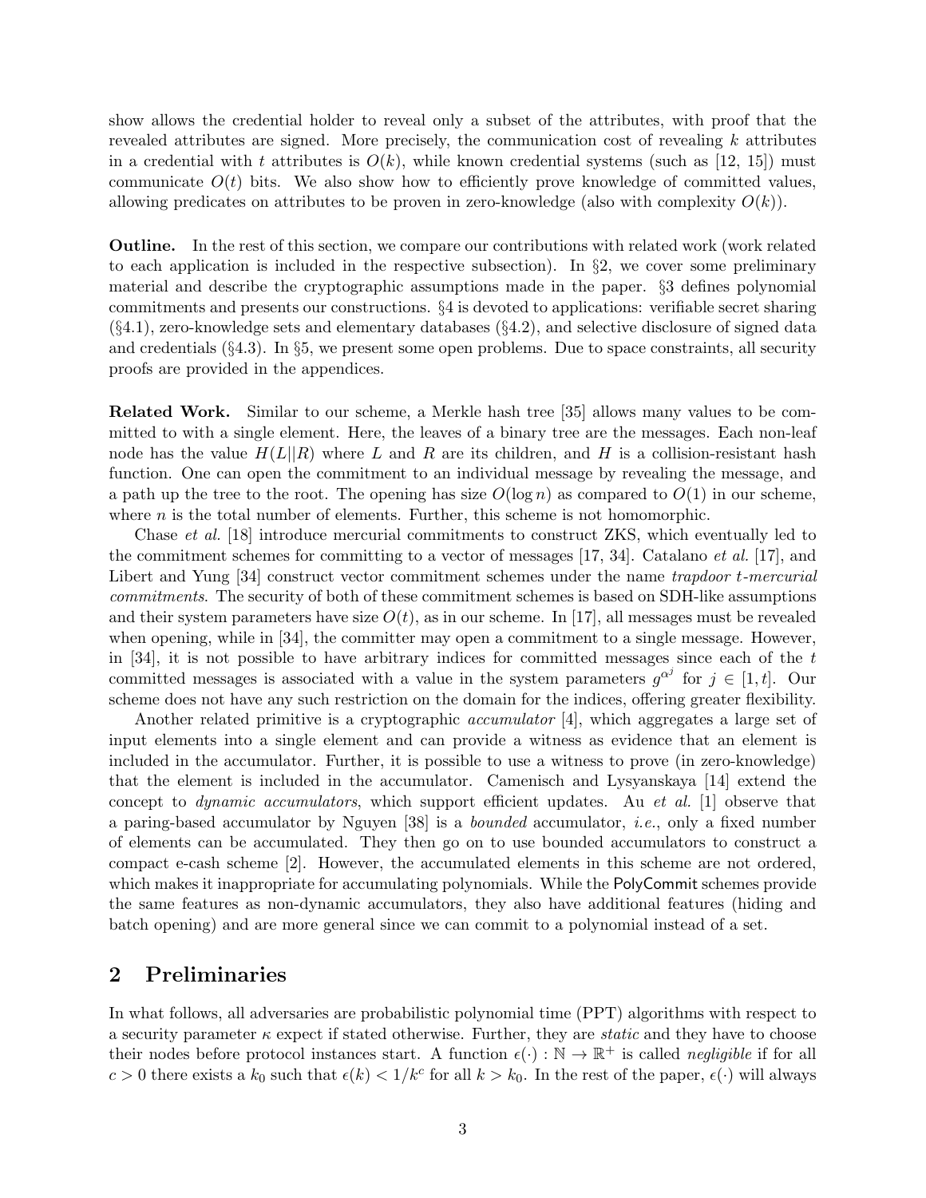show allows the credential holder to reveal only a subset of the attributes, with proof that the revealed attributes are signed. More precisely, the communication cost of revealing $k$ attributes in a credential with $t$ attributes is $O(k)$, while known credential systems (such as [12, 15]) must communicate $O(t)$ bits. We also show how to efficiently prove knowledge of committed values, allowing predicates on attributes to be proven in zero-knowledge (also with complexity $O(k)$).

**Outline.** In the rest of this section, we compare our contributions with related work (work related to each application is included in the respective subsection). In §2, we cover some preliminary material and describe the cryptographic assumptions made in the paper. §3 defines polynomial commitments and presents our constructions. §4 is devoted to applications: verifiable secret sharing (§4.1), zero-knowledge sets and elementary databases (§4.2), and selective disclosure of signed data and credentials (§4.3). In §5, we present some open problems. Due to space constraints, all security proofs are provided in the appendices.

**Related Work.** Similar to our scheme, a Merkle hash tree [35] allows many values to be committed to with a single element. Here, the leaves of a binary tree are the messages. Each non-leaf node has the value $H(L||R)$ where $L$ and $R$ are its children, and $H$ is a collision-resistant hash function. One can open the commitment to an individual message by revealing the message, and a path up the tree to the root. The opening has size $O(\log n)$ as compared to $O(1)$ in our scheme, where $n$ is the total number of elements. Further, this scheme is not homomorphic.

Chase *et al.* [18] introduce mercurial commitments to construct ZKS, which eventually led to the commitment schemes for committing to a vector of messages [17, 34]. Catalano *et al.* [17], and Libert and Yung [34] construct vector commitment schemes under the name *trapdoor t-mercurial commitments*. The security of both of these commitment schemes is based on SDH-like assumptions and their system parameters have size $O(t)$, as in our scheme. In [17], all messages must be revealed when opening, while in [34], the committer may open a commitment to a single message. However, in [34], it is not possible to have arbitrary indices for committed messages since each of the $t$ committed messages is associated with a value in the system parameters $g^{\alpha^j}$ for $j \in [1, t]$. Our scheme does not have any such restriction on the domain for the indices, offering greater flexibility.

Another related primitive is a cryptographic *accumulator* [4], which aggregates a large set of input elements into a single element and can provide a witness as evidence that an element is included in the accumulator. Further, it is possible to use a witness to prove (in zero-knowledge) that the element is included in the accumulator. Camenisch and Lysyanskaya [14] extend the concept to *dynamic accumulators*, which support efficient updates. Au *et al.* [1] observe that a paring-based accumulator by Nguyen [38] is a *bounded* accumulator, *i.e.*, only a fixed number of elements can be accumulated. They then go on to use bounded accumulators to construct a compact e-cash scheme [2]. However, the accumulated elements in this scheme are not ordered, which makes it inappropriate for accumulating polynomials. While the PolyCommit schemes provide the same features as non-dynamic accumulators, they also have additional features (hiding and batch opening) and are more general since we can commit to a polynomial instead of a set.

## 2 Preliminaries

In what follows, all adversaries are probabilistic polynomial time (PPT) algorithms with respect to a security parameter $\kappa$ expect if stated otherwise. Further, they are *static* and they have to choose their nodes before protocol instances start. A function $\epsilon(\cdot) : \mathbb{N} \rightarrow \mathbb{R}^+$ is called *negligible* if for all $c > 0$ there exists a $k_0$ such that $\epsilon(k) < 1/k^c$ for all $k > k_0$. In the rest of the paper, $\epsilon(\cdot)$ will always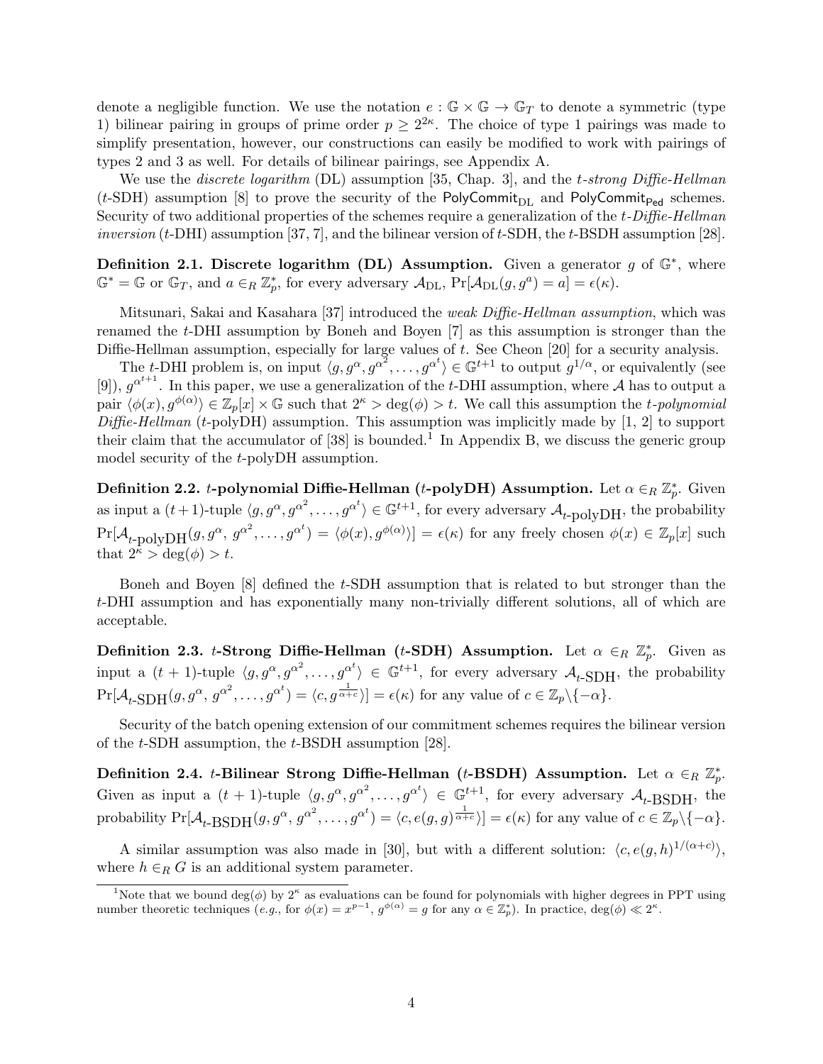denote a negligible function. We use the notation $e : \mathbb{G} \times \mathbb{G} \to \mathbb{G}_T$ to denote a symmetric (type 1) bilinear pairing in groups of prime order $p \geq 2^{2\kappa}$. The choice of type 1 pairings was made to simplify presentation, however, our constructions can easily be modified to work with pairings of types 2 and 3 as well. For details of bilinear pairings, see Appendix A.

We use the *discrete logarithm* (DL) assumption [35, Chap. 3], and the *t-strong Diffie-Hellman* ($t$-SDH) assumption [8] to prove the security of the $\mathsf{PolyCommit}_{\mathrm{DL}}$ and $\mathsf{PolyCommit}_{\mathsf{Ped}}$ schemes. Security of two additional properties of the schemes require a generalization of the *t-Diffie-Hellman inversion* ($t$-DHI) assumption [37, 7], and the bilinear version of $t$-SDH, the $t$-BSDH assumption [28].

**Definition 2.1. Discrete logarithm (DL) Assumption.** Given a generator $g$ of $\mathbb{G}^*$, where $\mathbb{G}^* = \mathbb{G}$ or $\mathbb{G}_T$, and $a \in_R \mathbb{Z}_p^*$, for every adversary $\mathcal{A}_{\mathrm{DL}}$, $\Pr[\mathcal{A}_{\mathrm{DL}}(g, g^a) = a] = \epsilon(\kappa)$.

Mitsunari, Sakai and Kasahara [37] introduced the *weak Diffie-Hellman assumption*, which was renamed the $t$-DHI assumption by Boneh and Boyen [7] as this assumption is stronger than the Diffie-Hellman assumption, especially for large values of $t$. See Cheon [20] for a security analysis.

The $t$-DHI problem is, on input $\langle g, g^{\alpha}, g^{\alpha^2}, \ldots, g^{\alpha^t} \rangle \in \mathbb{G}^{t+1}$ to output $g^{1/\alpha}$, or equivalently (see [9]), $g^{\alpha^{t+1}}$. In this paper, we use a generalization of the $t$-DHI assumption, where $\mathcal{A}$ has to output a pair $\langle \phi(x), g^{\phi(\alpha)} \rangle \in \mathbb{Z}_p[x] \times \mathbb{G}$ such that $2^{\kappa} > \deg(\phi) > t$. We call this assumption the *t-polynomial Diffie-Hellman* ($t$-polyDH) assumption. This assumption was implicitly made by [1, 2] to support their claim that the accumulator of [38] is bounded.[1] In Appendix B, we discuss the generic group model security of the $t$-polyDH assumption.

**Definition 2.2. $t$-polynomial Diffie-Hellman ($t$-polyDH) Assumption.** Let $\alpha \in_R \mathbb{Z}_p^*$. Given as input a $(t+1)$-tuple $\langle g, g^{\alpha}, g^{\alpha^2}, \ldots, g^{\alpha^t} \rangle \in \mathbb{G}^{t+1}$, for every adversary $\mathcal{A}_{t\text{-polyDH}}$, the probability $\Pr[\mathcal{A}_{t\text{-polyDH}}(g, g^{\alpha}, g^{\alpha^2}, \ldots, g^{\alpha^t}) = \langle \phi(x), g^{\phi(\alpha)} \rangle] = \epsilon(\kappa)$ for any freely chosen $\phi(x) \in \mathbb{Z}_p[x]$ such that $2^{\kappa} > \deg(\phi) > t$.

Boneh and Boyen [8] defined the $t$-SDH assumption that is related to but stronger than the $t$-DHI assumption and has exponentially many non-trivially different solutions, all of which are acceptable.

**Definition 2.3. $t$-Strong Diffie-Hellman ($t$-SDH) Assumption.** Let $\alpha \in_R \mathbb{Z}_p^*$. Given as input a $(t+1)$-tuple $\langle g, g^{\alpha}, g^{\alpha^2}, \ldots, g^{\alpha^t} \rangle \in \mathbb{G}^{t+1}$, for every adversary $\mathcal{A}_{t\text{-SDH}}$, the probability $\Pr[\mathcal{A}_{t\text{-SDH}}(g, g^{\alpha}, g^{\alpha^2}, \ldots, g^{\alpha^t}) = \langle c, g^{\frac{1}{\alpha+c}} \rangle] = \epsilon(\kappa)$ for any value of $c \in \mathbb{Z}_p \backslash \{-\alpha\}$.

Security of the batch opening extension of our commitment schemes requires the bilinear version of the $t$-SDH assumption, the $t$-BSDH assumption [28].

**Definition 2.4. $t$-Bilinear Strong Diffie-Hellman ($t$-BSDH) Assumption.** Let $\alpha \in_R \mathbb{Z}_p^*$. Given as input a $(t+1)$-tuple $\langle g, g^{\alpha}, g^{\alpha^2}, \ldots, g^{\alpha^t} \rangle \in \mathbb{G}^{t+1}$, for every adversary $\mathcal{A}_{t\text{-BSDH}}$, the probability $\Pr[\mathcal{A}_{t\text{-BSDH}}(g, g^{\alpha}, g^{\alpha^2}, \ldots, g^{\alpha^t}) = \langle c, e(g,g)^{\frac{1}{\alpha+c}} \rangle] = \epsilon(\kappa)$ for any value of $c \in \mathbb{Z}_p \backslash \{-\alpha\}$.

A similar assumption was also made in [30], but with a different solution: $\langle c, e(g,h)^{1/(\alpha+c)} \rangle$, where $h \in_R G$ is an additional system parameter.

---

[1] Note that we bound $\deg(\phi)$ by $2^{\kappa}$ as evaluations can be found for polynomials with higher degrees in PPT using number theoretic techniques (*e.g.*, for $\phi(x) = x^{p-1}$, $g^{\phi(\alpha)} = g$ for any $\alpha \in \mathbb{Z}_p^*$). In practice, $\deg(\phi) \ll 2^{\kappa}$.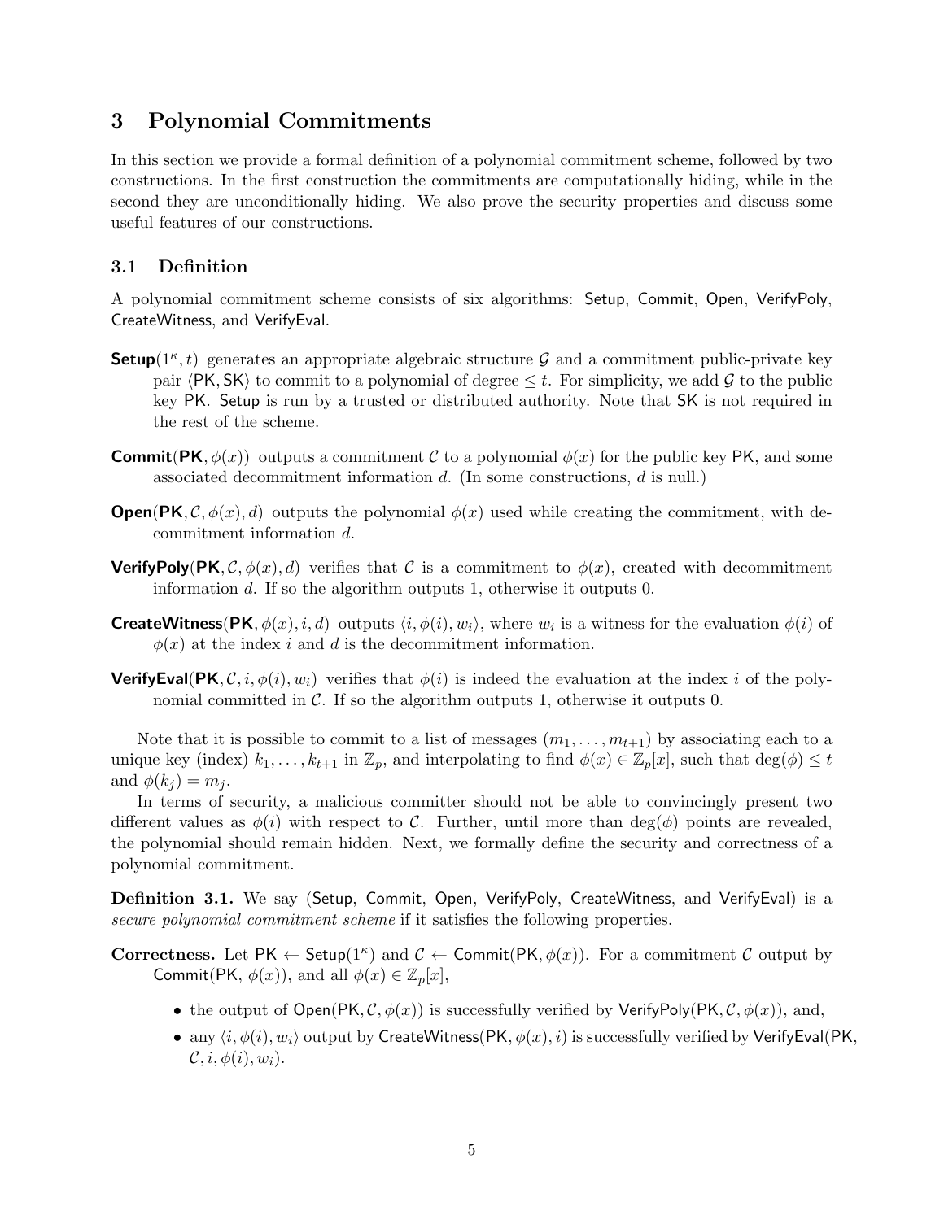## 3 Polynomial Commitments

In this section we provide a formal definition of a polynomial commitment scheme, followed by two constructions. In the first construction the commitments are computationally hiding, while in the second they are unconditionally hiding. We also prove the security properties and discuss some useful features of our constructions.

### 3.1 Definition

A polynomial commitment scheme consists of six algorithms: Setup, Commit, Open, VerifyPoly, CreateWitness, and VerifyEval.

**Setup**$(1^\kappa, t)$ generates an appropriate algebraic structure $\mathcal{G}$ and a commitment public-private key pair $\langle \mathsf{PK}, \mathsf{SK} \rangle$ to commit to a polynomial of degree $\leq t$. For simplicity, we add $\mathcal{G}$ to the public key PK. Setup is run by a trusted or distributed authority. Note that SK is not required in the rest of the scheme.

**Commit**(**PK**, $\phi(x)$) outputs a commitment $\mathcal{C}$ to a polynomial $\phi(x)$ for the public key PK, and some associated decommitment information $d$. (In some constructions, $d$ is null.)

**Open**(**PK**, $\mathcal{C}, \phi(x), d$) outputs the polynomial $\phi(x)$ used while creating the commitment, with decommitment information $d$.

**VerifyPoly**(**PK**, $\mathcal{C}, \phi(x), d$) verifies that $\mathcal{C}$ is a commitment to $\phi(x)$, created with decommitment information $d$. If so the algorithm outputs 1, otherwise it outputs 0.

**CreateWitness**(**PK**, $\phi(x), i, d$) outputs $\langle i, \phi(i), w_i \rangle$, where $w_i$ is a witness for the evaluation $\phi(i)$ of $\phi(x)$ at the index $i$ and $d$ is the decommitment information.

**VerifyEval**(**PK**, $\mathcal{C}, i, \phi(i), w_i$) verifies that $\phi(i)$ is indeed the evaluation at the index $i$ of the polynomial committed in $\mathcal{C}$. If so the algorithm outputs 1, otherwise it outputs 0.

Note that it is possible to commit to a list of messages $(m_1, \ldots, m_{t+1})$ by associating each to a unique key (index) $k_1, \ldots, k_{t+1}$ in $\mathbb{Z}_p$, and interpolating to find $\phi(x) \in \mathbb{Z}_p[x]$, such that $\deg(\phi) \leq t$ and $\phi(k_j) = m_j$.

In terms of security, a malicious committer should not be able to convincingly present two different values as $\phi(i)$ with respect to $\mathcal{C}$. Further, until more than $\deg(\phi)$ points are revealed, the polynomial should remain hidden. Next, we formally define the security and correctness of a polynomial commitment.

**Definition 3.1.** We say (Setup, Commit, Open, VerifyPoly, CreateWitness, and VerifyEval) is a *secure polynomial commitment scheme* if it satisfies the following properties.

**Correctness.** Let $\mathsf{PK} \leftarrow \mathsf{Setup}(1^\kappa)$ and $\mathcal{C} \leftarrow \mathsf{Commit}(\mathsf{PK}, \phi(x))$. For a commitment $\mathcal{C}$ output by Commit(PK, $\phi(x)$), and all $\phi(x) \in \mathbb{Z}_p[x]$,

- the output of Open(PK, $\mathcal{C}, \phi(x)$) is successfully verified by VerifyPoly(PK, $\mathcal{C}, \phi(x)$), and,
- any $\langle i, \phi(i), w_i \rangle$ output by CreateWitness(PK, $\phi(x), i$) is successfully verified by VerifyEval(PK, $\mathcal{C}, i, \phi(i), w_i$).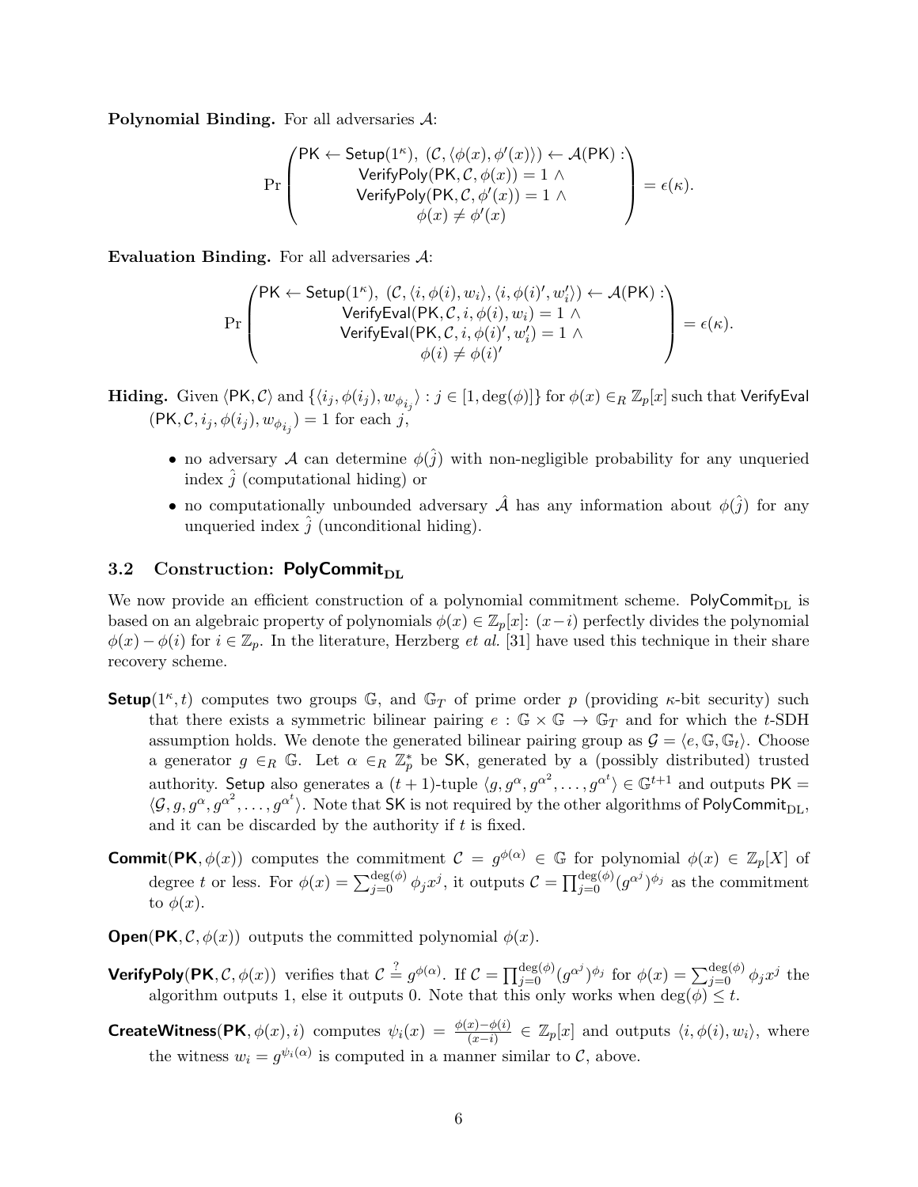**Polynomial Binding.** For all adversaries $\mathcal{A}$:

$$\Pr\begin{pmatrix} \mathsf{PK} \leftarrow \mathsf{Setup}(1^\kappa),\ (\mathcal{C}, \langle \phi(x), \phi'(x) \rangle) \leftarrow \mathcal{A}(\mathsf{PK}) : \\ \mathsf{VerifyPoly}(\mathsf{PK}, \mathcal{C}, \phi(x)) = 1\ \wedge \\ \mathsf{VerifyPoly}(\mathsf{PK}, \mathcal{C}, \phi'(x)) = 1\ \wedge \\ \phi(x) \neq \phi'(x) \end{pmatrix} = \epsilon(\kappa).$$

**Evaluation Binding.** For all adversaries $\mathcal{A}$:

$$\Pr\begin{pmatrix} \mathsf{PK} \leftarrow \mathsf{Setup}(1^\kappa),\ (\mathcal{C}, \langle i, \phi(i), w_i \rangle, \langle i, \phi(i)', w_i' \rangle) \leftarrow \mathcal{A}(\mathsf{PK}) : \\ \mathsf{VerifyEval}(\mathsf{PK}, \mathcal{C}, i, \phi(i), w_i) = 1\ \wedge \\ \mathsf{VerifyEval}(\mathsf{PK}, \mathcal{C}, i, \phi(i)', w_i') = 1\ \wedge \\ \phi(i) \neq \phi(i)' \end{pmatrix} = \epsilon(\kappa).$$

**Hiding.** Given $\langle \mathsf{PK}, \mathcal{C} \rangle$ and $\{\langle i_j, \phi(i_j), w_{\phi_{i_j}} \rangle : j \in [1, \deg(\phi)]\}$ for $\phi(x) \in_R \mathbb{Z}_p[x]$ such that $\mathsf{VerifyEval}(\mathsf{PK}, \mathcal{C}, i_j, \phi(i_j), w_{\phi_{i_j}}) = 1$ for each $j$,

- no adversary $\mathcal{A}$ can determine $\phi(\hat{j})$ with non-negligible probability for any unqueried index $\hat{j}$ (computational hiding) or
- no computationally unbounded adversary $\hat{\mathcal{A}}$ has any information about $\phi(\hat{j})$ for any unqueried index $\hat{j}$ (unconditional hiding).

## 3.2 Construction: $\mathsf{PolyCommit}_{\mathrm{DL}}$

We now provide an efficient construction of a polynomial commitment scheme. $\mathsf{PolyCommit}_{\mathrm{DL}}$ is based on an algebraic property of polynomials $\phi(x) \in \mathbb{Z}_p[x]$: $(x-i)$ perfectly divides the polynomial $\phi(x) - \phi(i)$ for $i \in \mathbb{Z}_p$. In the literature, Herzberg *et al.* [31] have used this technique in their share recovery scheme.

**Setup**$(1^\kappa, t)$ computes two groups $\mathbb{G}$, and $\mathbb{G}_T$ of prime order $p$ (providing $\kappa$-bit security) such that there exists a symmetric bilinear pairing $e : \mathbb{G} \times \mathbb{G} \rightarrow \mathbb{G}_T$ and for which the $t$-SDH assumption holds. We denote the generated bilinear pairing group as $\mathcal{G} = \langle e, \mathbb{G}, \mathbb{G}_t \rangle$. Choose a generator $g \in_R \mathbb{G}$. Let $\alpha \in_R \mathbb{Z}_p^*$ be $\mathsf{SK}$, generated by a (possibly distributed) trusted authority. $\mathsf{Setup}$ also generates a $(t+1)$-tuple $\langle g, g^\alpha, g^{\alpha^2}, \ldots, g^{\alpha^t} \rangle \in \mathbb{G}^{t+1}$ and outputs $\mathsf{PK} = \langle \mathcal{G}, g, g^\alpha, g^{\alpha^2}, \ldots, g^{\alpha^t} \rangle$. Note that $\mathsf{SK}$ is not required by the other algorithms of $\mathsf{PolyCommit}_{\mathrm{DL}}$, and it can be discarded by the authority if $t$ is fixed.

**Commit**$(\mathsf{PK}, \phi(x))$ computes the commitment $\mathcal{C} = g^{\phi(\alpha)} \in \mathbb{G}$ for polynomial $\phi(x) \in \mathbb{Z}_p[X]$ of degree $t$ or less. For $\phi(x) = \sum_{j=0}^{\deg(\phi)} \phi_j x^j$, it outputs $\mathcal{C} = \prod_{j=0}^{\deg(\phi)} (g^{\alpha^j})^{\phi_j}$ as the commitment to $\phi(x)$.

**Open**$(\mathsf{PK}, \mathcal{C}, \phi(x))$ outputs the committed polynomial $\phi(x)$.

**VerifyPoly**$(\mathsf{PK}, \mathcal{C}, \phi(x))$ verifies that $\mathcal{C} \stackrel{?}{=} g^{\phi(\alpha)}$. If $\mathcal{C} = \prod_{j=0}^{\deg(\phi)} (g^{\alpha^j})^{\phi_j}$ for $\phi(x) = \sum_{j=0}^{\deg(\phi)} \phi_j x^j$ the algorithm outputs 1, else it outputs 0. Note that this only works when $\deg(\phi) \leq t$.

**CreateWitness**$(\mathsf{PK}, \phi(x), i)$ computes $\psi_i(x) = \frac{\phi(x) - \phi(i)}{(x-i)} \in \mathbb{Z}_p[x]$ and outputs $\langle i, \phi(i), w_i \rangle$, where the witness $w_i = g^{\psi_i(\alpha)}$ is computed in a manner similar to $\mathcal{C}$, above.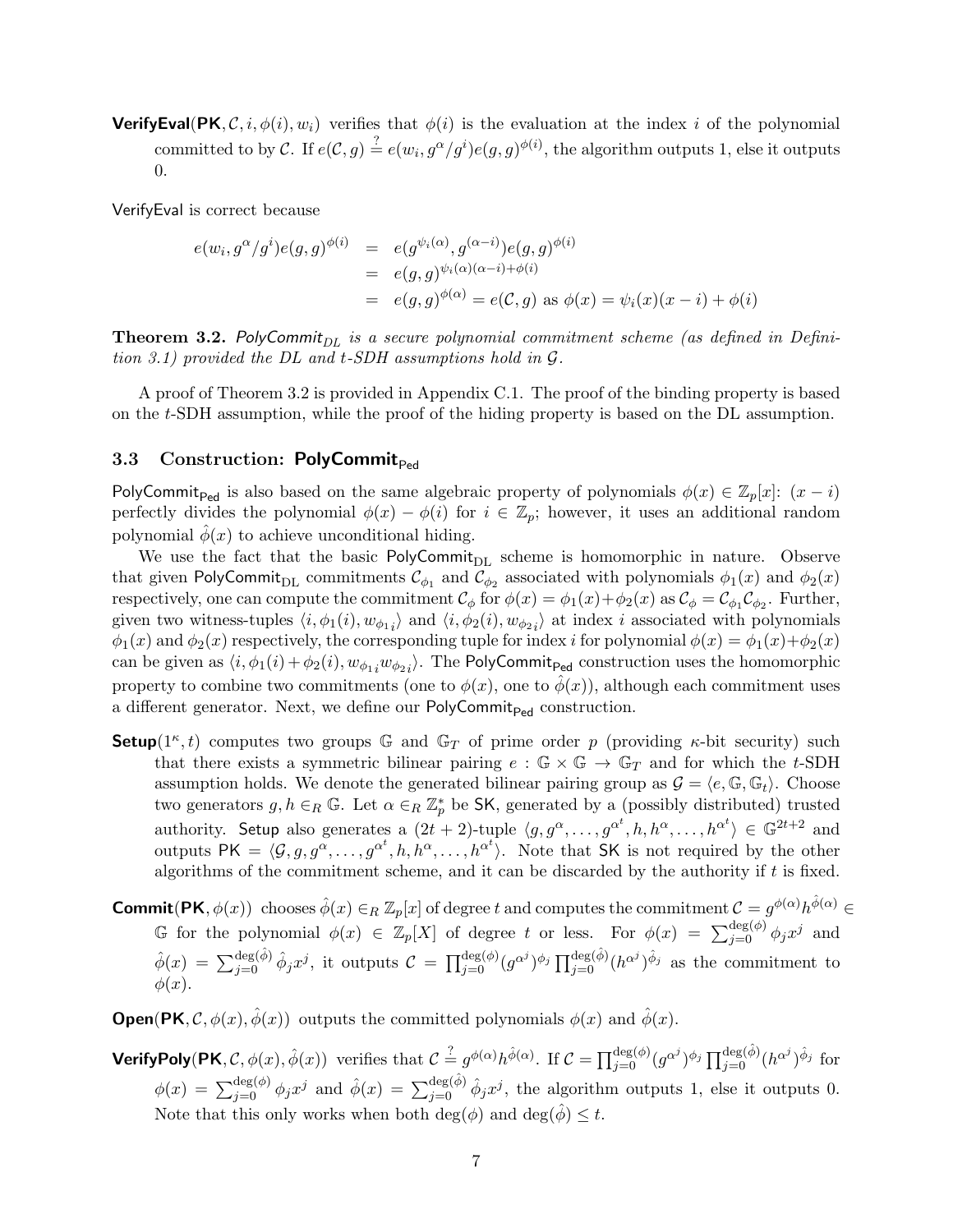**VerifyEval**($\mathsf{PK}, \mathcal{C}, i, \phi(i), w_i$) verifies that $\phi(i)$ is the evaluation at the index $i$ of the polynomial committed to by $\mathcal{C}$. If $e(\mathcal{C}, g) \stackrel{?}{=} e(w_i, g^{\alpha}/g^{i})e(g,g)^{\phi(i)}$, the algorithm outputs 1, else it outputs 0.

VerifyEval is correct because

$$
\begin{aligned}
e(w_i, g^{\alpha}/g^{i})e(g,g)^{\phi(i)} &= e(g^{\psi_i(\alpha)}, g^{(\alpha-i)})e(g,g)^{\phi(i)} \\
&= e(g,g)^{\psi_i(\alpha)(\alpha-i)+\phi(i)} \\
&= e(g,g)^{\phi(\alpha)} = e(\mathcal{C}, g) \text{ as } \phi(x) = \psi_i(x)(x-i) + \phi(i)
\end{aligned}
$$

**Theorem 3.2.** *PolyCommit$_{DL}$ is a secure polynomial commitment scheme (as defined in Definition 3.1) provided the DL and $t$-SDH assumptions hold in $\mathcal{G}$.*

A proof of Theorem 3.2 is provided in Appendix C.1. The proof of the binding property is based on the $t$-SDH assumption, while the proof of the hiding property is based on the DL assumption.

### 3.3 Construction: PolyCommit$_{\mathsf{Ped}}$

PolyCommit$_{\mathsf{Ped}}$ is also based on the same algebraic property of polynomials $\phi(x) \in \mathbb{Z}_p[x]$: $(x-i)$ perfectly divides the polynomial $\phi(x) - \phi(i)$ for $i \in \mathbb{Z}_p$; however, it uses an additional random polynomial $\hat{\phi}(x)$ to achieve unconditional hiding.

We use the fact that the basic PolyCommit$_{\mathrm{DL}}$ scheme is homomorphic in nature. Observe that given PolyCommit$_{\mathrm{DL}}$ commitments $\mathcal{C}_{\phi_1}$ and $\mathcal{C}_{\phi_2}$ associated with polynomials $\phi_1(x)$ and $\phi_2(x)$ respectively, one can compute the commitment $\mathcal{C}_{\phi}$ for $\phi(x) = \phi_1(x) + \phi_2(x)$ as $\mathcal{C}_{\phi} = \mathcal{C}_{\phi_1}\mathcal{C}_{\phi_2}$. Further, given two witness-tuples $\langle i, \phi_1(i), w_{\phi_1 i}\rangle$ and $\langle i, \phi_2(i), w_{\phi_2 i}\rangle$ at index $i$ associated with polynomials $\phi_1(x)$ and $\phi_2(x)$ respectively, the corresponding tuple for index $i$ for polynomial $\phi(x) = \phi_1(x) + \phi_2(x)$ can be given as $\langle i, \phi_1(i) + \phi_2(i), w_{\phi_1 i} w_{\phi_2 i}\rangle$. The PolyCommit$_{\mathsf{Ped}}$ construction uses the homomorphic property to combine two commitments (one to $\phi(x)$, one to $\hat{\phi}(x)$), although each commitment uses a different generator. Next, we define our PolyCommit$_{\mathsf{Ped}}$ construction.

**Setup**($1^{\kappa}, t$) computes two groups $\mathbb{G}$ and $\mathbb{G}_T$ of prime order $p$ (providing $\kappa$-bit security) such that there exists a symmetric bilinear pairing $e : \mathbb{G} \times \mathbb{G} \rightarrow \mathbb{G}_T$ and for which the $t$-SDH assumption holds. We denote the generated bilinear pairing group as $\mathcal{G} = \langle e, \mathbb{G}, \mathbb{G}_t \rangle$. Choose two generators $g, h \in_R \mathbb{G}$. Let $\alpha \in_R \mathbb{Z}_p^*$ be SK, generated by a (possibly distributed) trusted authority. Setup also generates a $(2t+2)$-tuple $\langle g, g^{\alpha}, \ldots, g^{\alpha^t}, h, h^{\alpha}, \ldots, h^{\alpha^t}\rangle \in \mathbb{G}^{2t+2}$ and outputs $\mathsf{PK} = \langle \mathcal{G}, g, g^{\alpha}, \ldots, g^{\alpha^t}, h, h^{\alpha}, \ldots, h^{\alpha^t}\rangle$. Note that SK is not required by the other algorithms of the commitment scheme, and it can be discarded by the authority if $t$ is fixed.

**Commit**($\mathsf{PK}, \phi(x)$) chooses $\hat{\phi}(x) \in_R \mathbb{Z}_p[x]$ of degree $t$ and computes the commitment $\mathcal{C} = g^{\phi(\alpha)}h^{\hat{\phi}(\alpha)} \in \mathbb{G}$ for the polynomial $\phi(x) \in \mathbb{Z}_p[X]$ of degree $t$ or less. For $\phi(x) = \sum_{j=0}^{\deg(\phi)} \phi_j x^j$ and $\hat{\phi}(x) = \sum_{j=0}^{\deg(\hat{\phi})} \hat{\phi}_j x^j$, it outputs $\mathcal{C} = \prod_{j=0}^{\deg(\phi)} (g^{\alpha^j})^{\phi_j} \prod_{j=0}^{\deg(\hat{\phi})} (h^{\alpha^j})^{\hat{\phi}_j}$ as the commitment to $\phi(x)$.

**Open**($\mathsf{PK}, \mathcal{C}, \phi(x), \hat{\phi}(x)$) outputs the committed polynomials $\phi(x)$ and $\hat{\phi}(x)$.

**VerifyPoly**($\mathsf{PK}, \mathcal{C}, \phi(x), \hat{\phi}(x)$) verifies that $\mathcal{C} \stackrel{?}{=} g^{\phi(\alpha)}h^{\hat{\phi}(\alpha)}$. If $\mathcal{C} = \prod_{j=0}^{\deg(\phi)} (g^{\alpha^j})^{\phi_j} \prod_{j=0}^{\deg(\hat{\phi})} (h^{\alpha^j})^{\hat{\phi}_j}$ for $\phi(x) = \sum_{j=0}^{\deg(\phi)} \phi_j x^j$ and $\hat{\phi}(x) = \sum_{j=0}^{\deg(\hat{\phi})} \hat{\phi}_j x^j$, the algorithm outputs 1, else it outputs 0. Note that this only works when both $\deg(\phi)$ and $\deg(\hat{\phi}) \leq t$.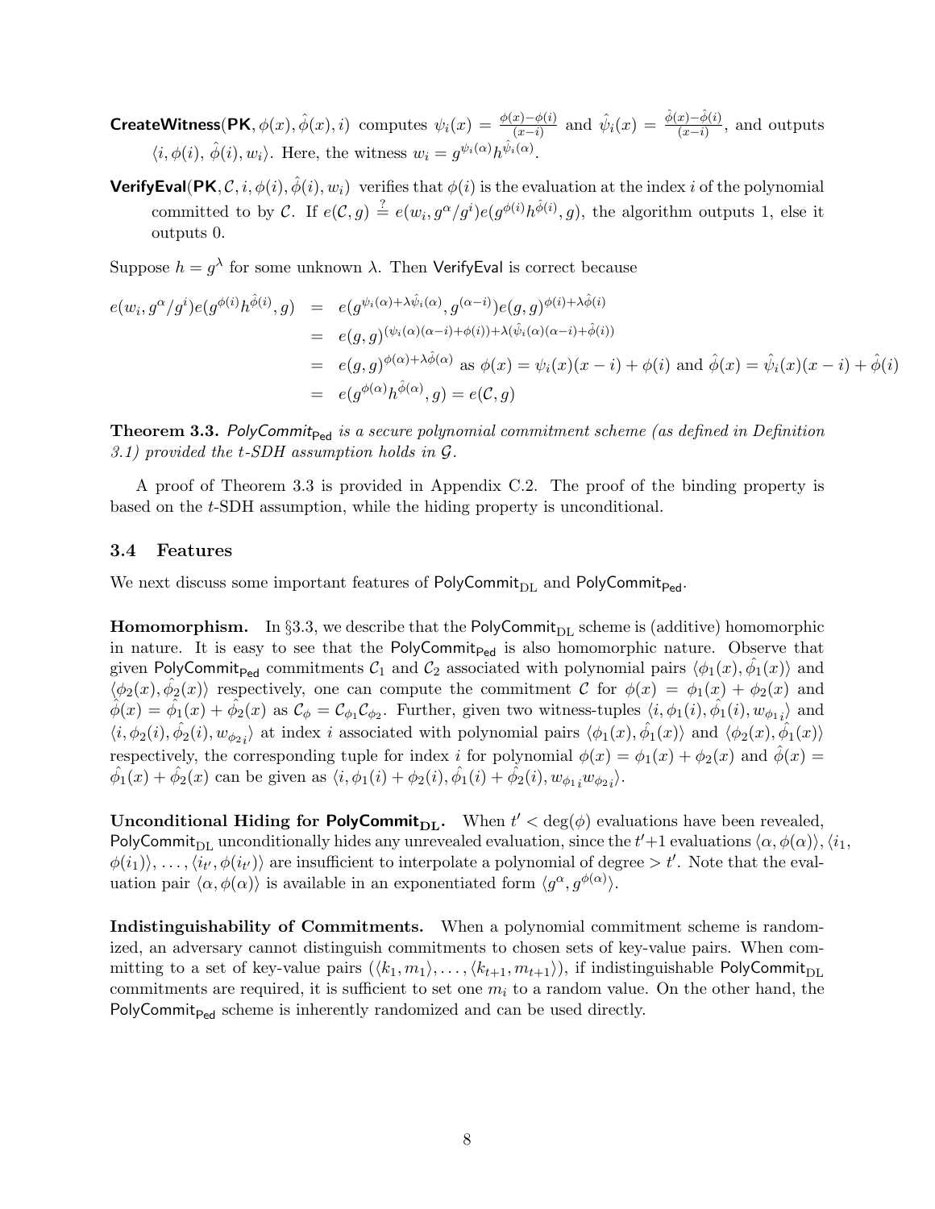**CreateWitness**($\mathsf{PK}, \phi(x), \hat{\phi}(x), i$) computes $\psi_i(x) = \frac{\phi(x)-\phi(i)}{(x-i)}$ and $\hat{\psi}_i(x) = \frac{\hat{\phi}(x)-\hat{\phi}(i)}{(x-i)}$, and outputs $\langle i, \phi(i), \hat{\phi}(i), w_i \rangle$. Here, the witness $w_i = g^{\psi_i(\alpha)} h^{\hat{\psi}_i(\alpha)}$.

**VerifyEval**($\mathsf{PK}, \mathcal{C}, i, \phi(i), \hat{\phi}(i), w_i$) verifies that $\phi(i)$ is the evaluation at the index $i$ of the polynomial committed to by $\mathcal{C}$. If $e(\mathcal{C}, g) \stackrel{?}{=} e(w_i, g^{\alpha}/g^{i}) e(g^{\phi(i)} h^{\hat{\phi}(i)}, g)$, the algorithm outputs 1, else it outputs 0.

Suppose $h = g^{\lambda}$ for some unknown $\lambda$. Then VerifyEval is correct because

$$
\begin{aligned}
e(w_i, g^{\alpha}/g^{i}) e(g^{\phi(i)} h^{\hat{\phi}(i)}, g) &= e(g^{\psi_i(\alpha)+\lambda\hat{\psi}_i(\alpha)}, g^{(\alpha-i)}) e(g, g)^{\phi(i)+\lambda\hat{\phi}(i)} \\
&= e(g, g)^{(\psi_i(\alpha)(\alpha-i)+\phi(i))+\lambda(\hat{\psi}_i(\alpha)(\alpha-i)+\hat{\phi}(i))} \\
&= e(g, g)^{\phi(\alpha)+\lambda\hat{\phi}(\alpha)} \text{ as } \phi(x) = \psi_i(x)(x-i)+\phi(i) \text{ and } \hat{\phi}(x) = \hat{\psi}_i(x)(x-i)+\hat{\phi}(i) \\
&= e(g^{\phi(\alpha)} h^{\hat{\phi}(\alpha)}, g) = e(\mathcal{C}, g)
\end{aligned}
$$

**Theorem 3.3.** *$\mathsf{PolyCommit}_{\mathsf{Ped}}$ is a secure polynomial commitment scheme (as defined in Definition 3.1) provided the $t$-SDH assumption holds in $\mathcal{G}$.*

A proof of Theorem 3.3 is provided in Appendix C.2. The proof of the binding property is based on the $t$-SDH assumption, while the hiding property is unconditional.

### 3.4 Features

We next discuss some important features of $\mathsf{PolyCommit}_{\mathrm{DL}}$ and $\mathsf{PolyCommit}_{\mathsf{Ped}}$.

**Homomorphism.** In §3.3, we describe that the $\mathsf{PolyCommit}_{\mathrm{DL}}$ scheme is (additive) homomorphic in nature. It is easy to see that the $\mathsf{PolyCommit}_{\mathsf{Ped}}$ is also homomorphic nature. Observe that given $\mathsf{PolyCommit}_{\mathsf{Ped}}$ commitments $\mathcal{C}_1$ and $\mathcal{C}_2$ associated with polynomial pairs $\langle \phi_1(x), \hat{\phi_1}(x) \rangle$ and $\langle \phi_2(x), \hat{\phi_2}(x) \rangle$ respectively, one can compute the commitment $\mathcal{C}$ for $\phi(x) = \phi_1(x) + \phi_2(x)$ and $\hat{\phi}(x) = \hat{\phi_1}(x) + \hat{\phi_2}(x)$ as $\mathcal{C}_{\phi} = \mathcal{C}_{\phi_1}\mathcal{C}_{\phi_2}$. Further, given two witness-tuples $\langle i, \phi_1(i), \hat{\phi_1}(i), w_{\phi_1 i} \rangle$ and $\langle i, \phi_2(i), \hat{\phi_2}(i), w_{\phi_2 i} \rangle$ at index $i$ associated with polynomial pairs $\langle \phi_1(x), \hat{\phi_1}(x) \rangle$ and $\langle \phi_2(x), \hat{\phi_1}(x) \rangle$ respectively, the corresponding tuple for index $i$ for polynomial $\phi(x) = \phi_1(x) + \phi_2(x)$ and $\hat{\phi}(x) = \hat{\phi_1}(x) + \hat{\phi_2}(x)$ can be given as $\langle i, \phi_1(i) + \phi_2(i), \hat{\phi_1}(i) + \hat{\phi_2}(i), w_{\phi_1 i} w_{\phi_2 i} \rangle$.

**Unconditional Hiding for $\mathsf{PolyCommit}_{\mathrm{DL}}$.** When $t' < \deg(\phi)$ evaluations have been revealed, $\mathsf{PolyCommit}_{\mathrm{DL}}$ unconditionally hides any unrevealed evaluation, since the $t'+1$ evaluations $\langle \alpha, \phi(\alpha) \rangle, \langle i_1, \phi(i_1) \rangle, \ldots, \langle i_{t'}, \phi(i_{t'}) \rangle$ are insufficient to interpolate a polynomial of degree $> t'$. Note that the evaluation pair $\langle \alpha, \phi(\alpha) \rangle$ is available in an exponentiated form $\langle g^{\alpha}, g^{\phi(\alpha)} \rangle$.

**Indistinguishability of Commitments.** When a polynomial commitment scheme is randomized, an adversary cannot distinguish commitments to chosen sets of key-value pairs. When committing to a set of key-value pairs $(\langle k_1, m_1 \rangle, \ldots, \langle k_{t+1}, m_{t+1} \rangle)$, if indistinguishable $\mathsf{PolyCommit}_{\mathrm{DL}}$ commitments are required, it is sufficient to set one $m_i$ to a random value. On the other hand, the $\mathsf{PolyCommit}_{\mathsf{Ped}}$ scheme is inherently randomized and can be used directly.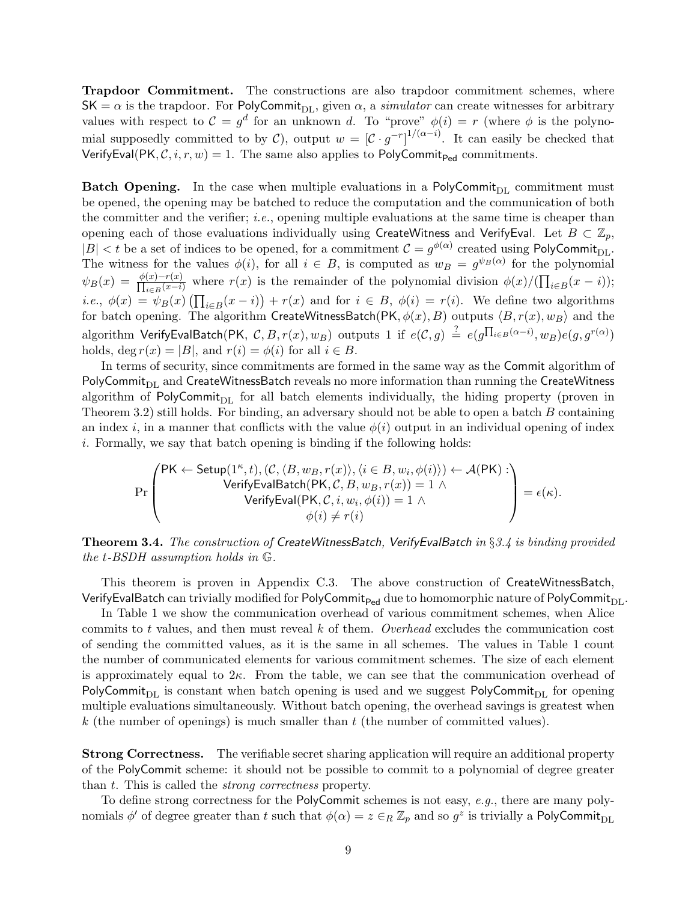**Trapdoor Commitment.** The constructions are also trapdoor commitment schemes, where $\mathsf{SK} = \alpha$ is the trapdoor. For $\mathsf{PolyCommit}_{\mathrm{DL}}$, given $\alpha$, a *simulator* can create witnesses for arbitrary values with respect to $\mathcal{C} = g^d$ for an unknown $d$. To "prove" $\phi(i) = r$ (where $\phi$ is the polynomial supposedly committed to by $\mathcal{C}$), output $w = [\mathcal{C} \cdot g^{-r}]^{1/(\alpha - i)}$. It can easily be checked that $\mathsf{VerifyEval}(\mathsf{PK}, \mathcal{C}, i, r, w) = 1$. The same also applies to $\mathsf{PolyCommit}_{\mathsf{Ped}}$ commitments.

**Batch Opening.** In the case when multiple evaluations in a $\mathsf{PolyCommit}_{\mathrm{DL}}$ commitment must be opened, the opening may be batched to reduce the computation and the communication of both the committer and the verifier; *i.e.*, opening multiple evaluations at the same time is cheaper than opening each of those evaluations individually using CreateWitness and VerifyEval. Let $B \subset \mathbb{Z}_p$, $|B| < t$ be a set of indices to be opened, for a commitment $\mathcal{C} = g^{\phi(\alpha)}$ created using $\mathsf{PolyCommit}_{\mathrm{DL}}$. The witness for the values $\phi(i)$, for all $i \in B$, is computed as $w_B = g^{\psi_B(\alpha)}$ for the polynomial $\psi_B(x) = \frac{\phi(x) - r(x)}{\prod_{i \in B}(x-i)}$ where $r(x)$ is the remainder of the polynomial division $\phi(x)/(\prod_{i\in B}(x-i))$; *i.e.*, $\phi(x) = \psi_B(x)\left(\prod_{i\in B}(x-i)\right) + r(x)$ and for $i \in B$, $\phi(i) = r(i)$. We define two algorithms for batch opening. The algorithm $\mathsf{CreateWitnessBatch}(\mathsf{PK}, \phi(x), B)$ outputs $\langle B, r(x), w_B\rangle$ and the algorithm $\mathsf{VerifyEvalBatch}(\mathsf{PK}, \mathcal{C}, B, r(x), w_B)$ outputs 1 if $e(\mathcal{C}, g) \stackrel{?}{=} e(g^{\prod_{i\in B}(\alpha - i)}, w_B)e(g, g^{r(\alpha)})$ holds, $\deg r(x) = |B|$, and $r(i) = \phi(i)$ for all $i \in B$.

In terms of security, since commitments are formed in the same way as the Commit algorithm of $\mathsf{PolyCommit}_{\mathrm{DL}}$ and CreateWitnessBatch reveals no more information than running the CreateWitness algorithm of $\mathsf{PolyCommit}_{\mathrm{DL}}$ for all batch elements individually, the hiding property (proven in Theorem 3.2) still holds. For binding, an adversary should not be able to open a batch $B$ containing an index $i$, in a manner that conflicts with the value $\phi(i)$ output in an individual opening of index $i$. Formally, we say that batch opening is binding if the following holds:

$$\Pr\left(\begin{array}{c}\mathsf{PK} \leftarrow \mathsf{Setup}(1^\kappa, t), (\mathcal{C}, \langle B, w_B, r(x)\rangle, \langle i \in B, w_i, \phi(i)\rangle) \leftarrow \mathcal{A}(\mathsf{PK}) : \\ \mathsf{VerifyEvalBatch}(\mathsf{PK}, \mathcal{C}, B, w_B, r(x)) = 1 \wedge \\ \mathsf{VerifyEval}(\mathsf{PK}, \mathcal{C}, i, w_i, \phi(i)) = 1 \wedge \\ \phi(i) \neq r(i)\end{array}\right) = \epsilon(\kappa).$$

**Theorem 3.4.** *The construction of CreateWitnessBatch, VerifyEvalBatch in §3.4 is binding provided the t-BSDH assumption holds in $\mathbb{G}$.*

This theorem is proven in Appendix C.3. The above construction of CreateWitnessBatch, VerifyEvalBatch can trivially modified for $\mathsf{PolyCommit}_{\mathsf{Ped}}$ due to homomorphic nature of $\mathsf{PolyCommit}_{\mathrm{DL}}$.

In Table 1 we show the communication overhead of various commitment schemes, when Alice commits to $t$ values, and then must reveal $k$ of them. *Overhead* excludes the communication cost of sending the committed values, as it is the same in all schemes. The values in Table 1 count the number of communicated elements for various commitment schemes. The size of each element is approximately equal to $2\kappa$. From the table, we can see that the communication overhead of $\mathsf{PolyCommit}_{\mathrm{DL}}$ is constant when batch opening is used and we suggest $\mathsf{PolyCommit}_{\mathrm{DL}}$ for opening multiple evaluations simultaneously. Without batch opening, the overhead savings is greatest when $k$ (the number of openings) is much smaller than $t$ (the number of committed values).

**Strong Correctness.** The verifiable secret sharing application will require an additional property of the PolyCommit scheme: it should not be possible to commit to a polynomial of degree greater than $t$. This is called the *strong correctness* property.

To define strong correctness for the PolyCommit schemes is not easy, *e.g.*, there are many polynomials $\phi'$ of degree greater than $t$ such that $\phi(\alpha) = z \in_R \mathbb{Z}_p$ and so $g^z$ is trivially a $\mathsf{PolyCommit}_{\mathrm{DL}}$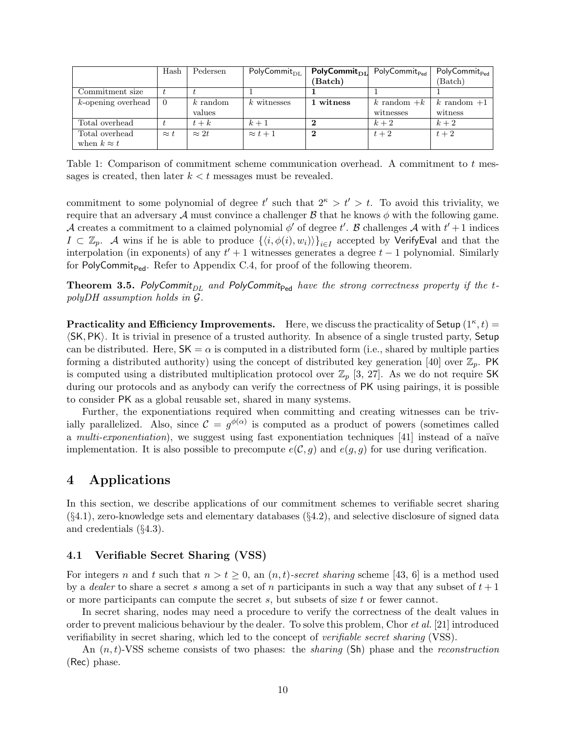| | Hash | Pedersen | $\mathsf{PolyCommit}_{\mathrm{DL}}$ | **$\mathsf{PolyCommit}_{\mathrm{DL}}$ (Batch)** | $\mathsf{PolyCommit}_{\mathsf{Ped}}$ | $\mathsf{PolyCommit}_{\mathsf{Ped}}$ (Batch) |
|---|---|---|---|---|---|---|
| Commitment size | $t$ | $t$ | 1 | **1** | 1 | 1 |
| $k$-opening overhead | 0 | $k$ random values | $k$ witnesses | **1 witness** | $k$ random $+k$ witnesses | $k$ random $+1$ witness |
| Total overhead | $t$ | $t+k$ | $k+1$ | **2** | $k+2$ | $k+2$ |
| Total overhead when $k \approx t$ | $\approx t$ | $\approx 2t$ | $\approx t+1$ | **2** | $t+2$ | $t+2$ |

Table 1: Comparison of commitment scheme communication overhead. A commitment to $t$ messages is created, then later $k < t$ messages must be revealed.

commitment to some polynomial of degree $t'$ such that $2^\kappa > t' > t$. To avoid this triviality, we require that an adversary $\mathcal{A}$ must convince a challenger $\mathcal{B}$ that he knows $\phi$ with the following game. $\mathcal{A}$ creates a commitment to a claimed polynomial $\phi'$ of degree $t'$. $\mathcal{B}$ challenges $\mathcal{A}$ with $t'+1$ indices $I \subset \mathbb{Z}_p$. $\mathcal{A}$ wins if he is able to produce $\{\langle i, \phi(i), w_i \rangle\}_{i \in I}$ accepted by $\mathsf{VerifyEval}$ and that the interpolation (in exponents) of any $t'+1$ witnesses generates a degree $t-1$ polynomial. Similarly for $\mathsf{PolyCommit}_{\mathsf{Ped}}$. Refer to Appendix C.4, for proof of the following theorem.

**Theorem 3.5.** *$\mathsf{PolyCommit}_{DL}$ and $\mathsf{PolyCommit}_{\mathsf{Ped}}$ have the strong correctness property if the t-polyDH assumption holds in $\mathcal{G}$.*

**Practicality and Efficiency Improvements.** Here, we discuss the practicality of $\mathsf{Setup}\,(1^\kappa, t) = \langle \mathsf{SK}, \mathsf{PK} \rangle$. It is trivial in presence of a trusted authority. In absence of a single trusted party, $\mathsf{Setup}$ can be distributed. Here, $\mathsf{SK} = \alpha$ is computed in a distributed form (i.e., shared by multiple parties forming a distributed authority) using the concept of distributed key generation [40] over $\mathbb{Z}_p$. $\mathsf{PK}$ is computed using a distributed multiplication protocol over $\mathbb{Z}_p$ [3, 27]. As we do not require $\mathsf{SK}$ during our protocols and as anybody can verify the correctness of $\mathsf{PK}$ using pairings, it is possible to consider $\mathsf{PK}$ as a global reusable set, shared in many systems.

Further, the exponentiations required when committing and creating witnesses can be trivially parallelized. Also, since $\mathcal{C} = g^{\phi(\alpha)}$ is computed as a product of powers (sometimes called a *multi-exponentiation*), we suggest using fast exponentiation techniques [41] instead of a naïve implementation. It is also possible to precompute $e(\mathcal{C}, g)$ and $e(g, g)$ for use during verification.

# 4 Applications

In this section, we describe applications of our commitment schemes to verifiable secret sharing (§4.1), zero-knowledge sets and elementary databases (§4.2), and selective disclosure of signed data and credentials (§4.3).

## 4.1 Verifiable Secret Sharing (VSS)

For integers $n$ and $t$ such that $n > t \geq 0$, an $(n,t)$*-secret sharing* scheme [43, 6] is a method used by a *dealer* to share a secret $s$ among a set of $n$ participants in such a way that any subset of $t+1$ or more participants can compute the secret $s$, but subsets of size $t$ or fewer cannot.

In secret sharing, nodes may need a procedure to verify the correctness of the dealt values in order to prevent malicious behaviour by the dealer. To solve this problem, Chor *et al.* [21] introduced verifiability in secret sharing, which led to the concept of *verifiable secret sharing* (VSS).

An $(n,t)$-VSS scheme consists of two phases: the *sharing* ($\mathsf{Sh}$) phase and the *reconstruction* ($\mathsf{Rec}$) phase.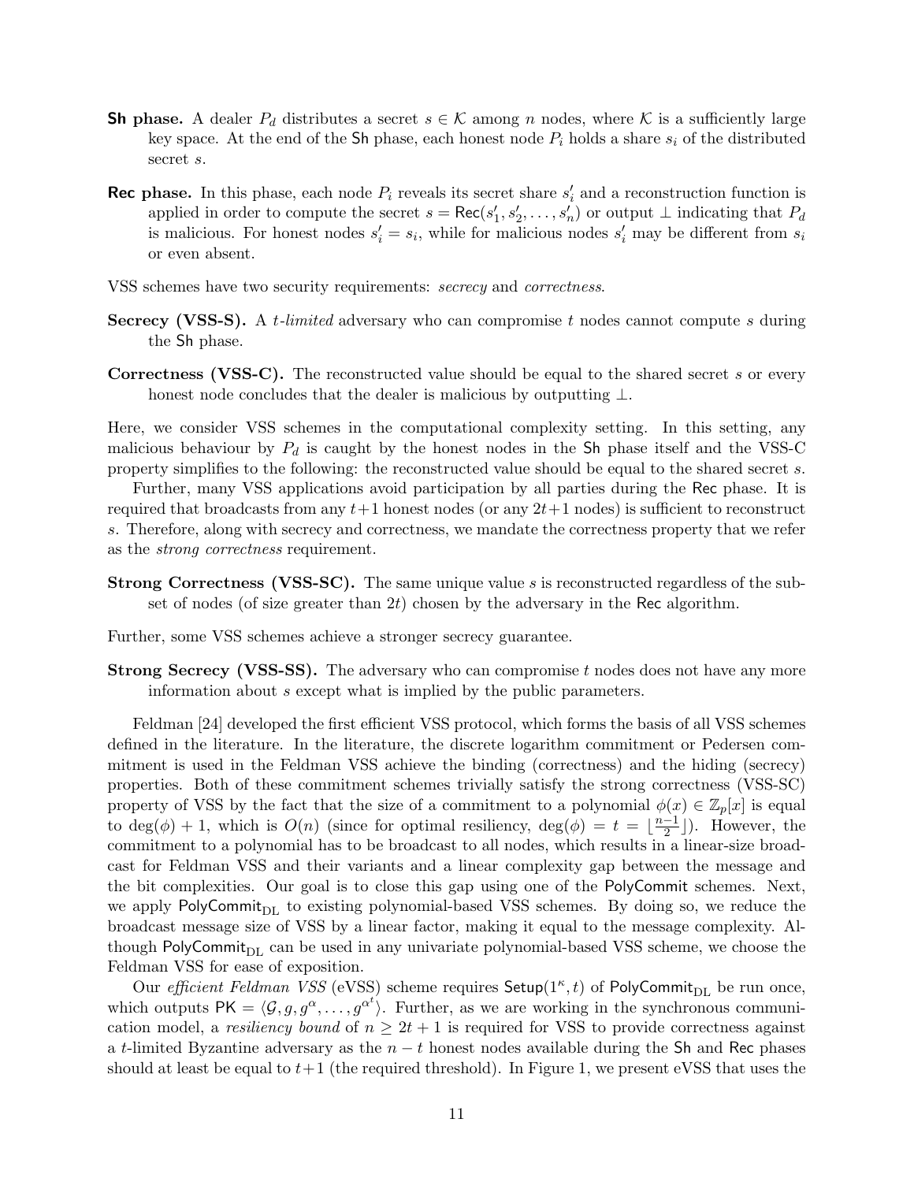**Sh phase.** A dealer $P_d$ distributes a secret $s \in \mathcal{K}$ among $n$ nodes, where $\mathcal{K}$ is a sufficiently large key space. At the end of the Sh phase, each honest node $P_i$ holds a share $s_i$ of the distributed secret $s$.

**Rec phase.** In this phase, each node $P_i$ reveals its secret share $s'_i$ and a reconstruction function is applied in order to compute the secret $s = \mathsf{Rec}(s'_1, s'_2, \ldots, s'_n)$ or output $\perp$ indicating that $P_d$ is malicious. For honest nodes $s'_i = s_i$, while for malicious nodes $s'_i$ may be different from $s_i$ or even absent.

VSS schemes have two security requirements: *secrecy* and *correctness*.

**Secrecy (VSS-S).** A *t-limited* adversary who can compromise $t$ nodes cannot compute $s$ during the Sh phase.

**Correctness (VSS-C).** The reconstructed value should be equal to the shared secret $s$ or every honest node concludes that the dealer is malicious by outputting $\perp$.

Here, we consider VSS schemes in the computational complexity setting. In this setting, any malicious behaviour by $P_d$ is caught by the honest nodes in the Sh phase itself and the VSS-C property simplifies to the following: the reconstructed value should be equal to the shared secret $s$.

Further, many VSS applications avoid participation by all parties during the Rec phase. It is required that broadcasts from any $t+1$ honest nodes (or any $2t+1$ nodes) is sufficient to reconstruct $s$. Therefore, along with secrecy and correctness, we mandate the correctness property that we refer as the *strong correctness* requirement.

**Strong Correctness (VSS-SC).** The same unique value $s$ is reconstructed regardless of the subset of nodes (of size greater than $2t$) chosen by the adversary in the Rec algorithm.

Further, some VSS schemes achieve a stronger secrecy guarantee.

**Strong Secrecy (VSS-SS).** The adversary who can compromise $t$ nodes does not have any more information about $s$ except what is implied by the public parameters.

Feldman [24] developed the first efficient VSS protocol, which forms the basis of all VSS schemes defined in the literature. In the literature, the discrete logarithm commitment or Pedersen commitment is used in the Feldman VSS achieve the binding (correctness) and the hiding (secrecy) properties. Both of these commitment schemes trivially satisfy the strong correctness (VSS-SC) property of VSS by the fact that the size of a commitment to a polynomial $\phi(x) \in \mathbb{Z}_p[x]$ is equal to $\deg(\phi) + 1$, which is $O(n)$ (since for optimal resiliency, $\deg(\phi) = t = \lfloor \frac{n-1}{2} \rfloor$). However, the commitment to a polynomial has to be broadcast to all nodes, which results in a linear-size broadcast for Feldman VSS and their variants and a linear complexity gap between the message and the bit complexities. Our goal is to close this gap using one of the PolyCommit schemes. Next, we apply $\mathsf{PolyCommit}_{\mathrm{DL}}$ to existing polynomial-based VSS schemes. By doing so, we reduce the broadcast message size of VSS by a linear factor, making it equal to the message complexity. Although $\mathsf{PolyCommit}_{\mathrm{DL}}$ can be used in any univariate polynomial-based VSS scheme, we choose the Feldman VSS for ease of exposition.

Our *efficient Feldman VSS* (eVSS) scheme requires $\mathsf{Setup}(1^\kappa, t)$ of $\mathsf{PolyCommit}_{\mathrm{DL}}$ be run once, which outputs $\mathsf{PK} = \langle \mathcal{G}, g, g^{\alpha}, \ldots, g^{\alpha^t} \rangle$. Further, as we are working in the synchronous communication model, a *resiliency bound* of $n \geq 2t + 1$ is required for VSS to provide correctness against a $t$-limited Byzantine adversary as the $n - t$ honest nodes available during the Sh and Rec phases should at least be equal to $t+1$ (the required threshold). In Figure 1, we present eVSS that uses the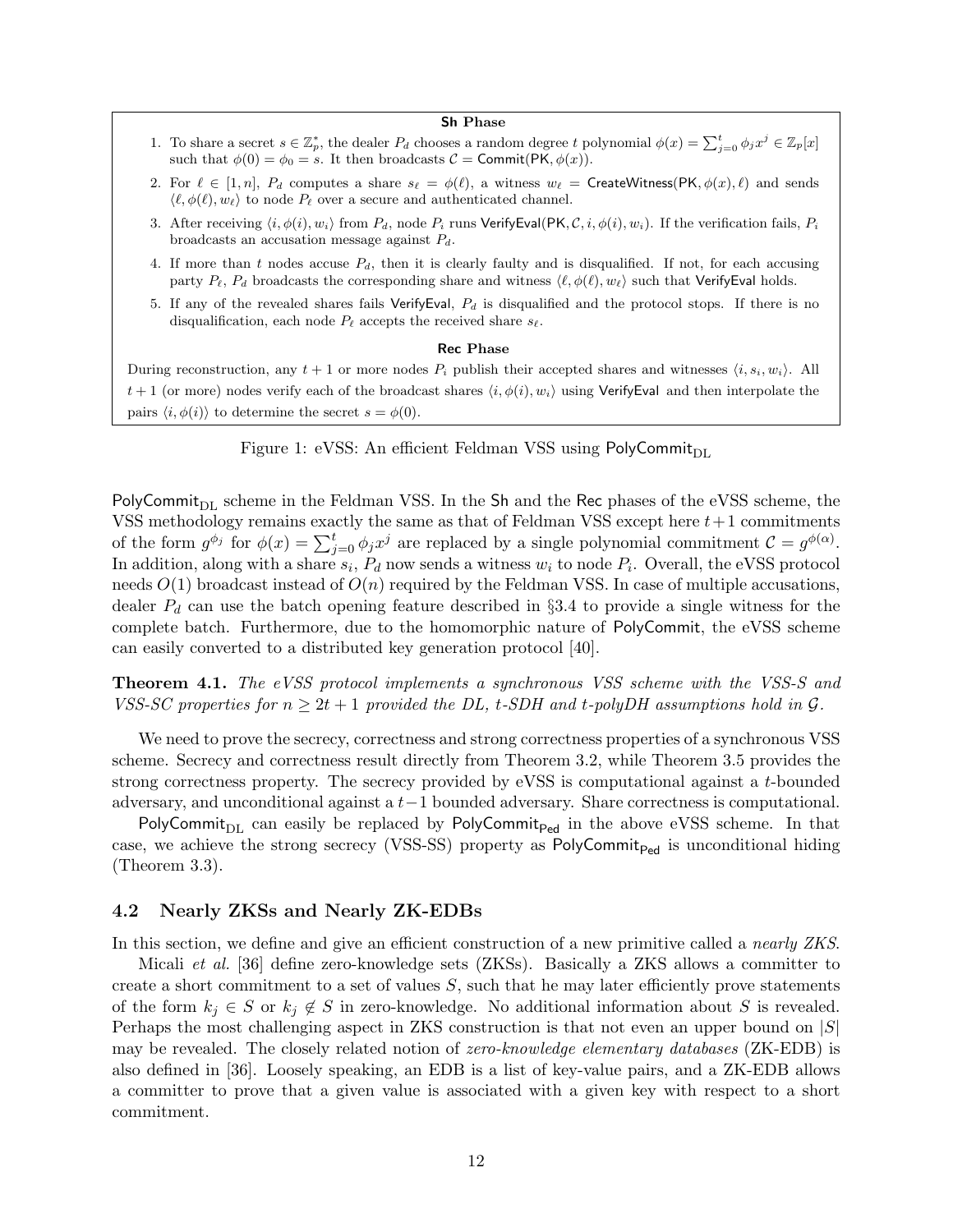**Sh Phase**

1. To share a secret $s \in \mathbb{Z}_p^*$, the dealer $P_d$ chooses a random degree $t$ polynomial $\phi(x) = \sum_{j=0}^{t} \phi_j x^j \in \mathbb{Z}_p[x]$ such that $\phi(0) = \phi_0 = s$. It then broadcasts $\mathcal{C} = \mathsf{Commit}(\mathsf{PK}, \phi(x))$.
2. For $\ell \in [1, n]$, $P_d$ computes a share $s_\ell = \phi(\ell)$, a witness $w_\ell = \mathsf{CreateWitness}(\mathsf{PK}, \phi(x), \ell)$ and sends $\langle \ell, \phi(\ell), w_\ell \rangle$ to node $P_\ell$ over a secure and authenticated channel.
3. After receiving $\langle i, \phi(i), w_i \rangle$ from $P_d$, node $P_i$ runs $\mathsf{VerifyEval}(\mathsf{PK}, \mathcal{C}, i, \phi(i), w_i)$. If the verification fails, $P_i$ broadcasts an accusation message against $P_d$.
4. If more than $t$ nodes accuse $P_d$, then it is clearly faulty and is disqualified. If not, for each accusing party $P_\ell$, $P_d$ broadcasts the corresponding share and witness $\langle \ell, \phi(\ell), w_\ell \rangle$ such that $\mathsf{VerifyEval}$ holds.
5. If any of the revealed shares fails $\mathsf{VerifyEval}$, $P_d$ is disqualified and the protocol stops. If there is no disqualification, each node $P_\ell$ accepts the received share $s_\ell$.

**Rec Phase**

During reconstruction, any $t + 1$ or more nodes $P_i$ publish their accepted shares and witnesses $\langle i, s_i, w_i \rangle$. All $t + 1$ (or more) nodes verify each of the broadcast shares $\langle i, \phi(i), w_i \rangle$ using $\mathsf{VerifyEval}$ and then interpolate the pairs $\langle i, \phi(i) \rangle$ to determine the secret $s = \phi(0)$.

Figure 1: eVSS: An efficient Feldman VSS using $\mathsf{PolyCommit}_{\mathrm{DL}}$

$\mathsf{PolyCommit}_{\mathrm{DL}}$ scheme in the Feldman VSS. In the $\mathsf{Sh}$ and the $\mathsf{Rec}$ phases of the eVSS scheme, the VSS methodology remains exactly the same as that of Feldman VSS except here $t+1$ commitments of the form $g^{\phi_j}$ for $\phi(x) = \sum_{j=0}^{t} \phi_j x^j$ are replaced by a single polynomial commitment $\mathcal{C} = g^{\phi(\alpha)}$. In addition, along with a share $s_i$, $P_d$ now sends a witness $w_i$ to node $P_i$. Overall, the eVSS protocol needs $O(1)$ broadcast instead of $O(n)$ required by the Feldman VSS. In case of multiple accusations, dealer $P_d$ can use the batch opening feature described in §3.4 to provide a single witness for the complete batch. Furthermore, due to the homomorphic nature of $\mathsf{PolyCommit}$, the eVSS scheme can easily converted to a distributed key generation protocol [40].

**Theorem 4.1.** *The eVSS protocol implements a synchronous VSS scheme with the VSS-S and VSS-SC properties for $n \geq 2t + 1$ provided the DL, $t$-SDH and $t$-polyDH assumptions hold in $\mathcal{G}$.*

We need to prove the secrecy, correctness and strong correctness properties of a synchronous VSS scheme. Secrecy and correctness result directly from Theorem 3.2, while Theorem 3.5 provides the strong correctness property. The secrecy provided by eVSS is computational against a $t$-bounded adversary, and unconditional against a $t-1$ bounded adversary. Share correctness is computational.

$\mathsf{PolyCommit}_{\mathrm{DL}}$ can easily be replaced by $\mathsf{PolyCommit}_{\mathsf{Ped}}$ in the above eVSS scheme. In that case, we achieve the strong secrecy (VSS-SS) property as $\mathsf{PolyCommit}_{\mathsf{Ped}}$ is unconditional hiding (Theorem 3.3).

### 4.2 Nearly ZKSs and Nearly ZK-EDBs

In this section, we define and give an efficient construction of a new primitive called a *nearly ZKS*.

Micali *et al.* [36] define zero-knowledge sets (ZKSs). Basically a ZKS allows a committer to create a short commitment to a set of values $S$, such that he may later efficiently prove statements of the form $k_j \in S$ or $k_j \notin S$ in zero-knowledge. No additional information about $S$ is revealed. Perhaps the most challenging aspect in ZKS construction is that not even an upper bound on $|S|$ may be revealed. The closely related notion of *zero-knowledge elementary databases* (ZK-EDB) is also defined in [36]. Loosely speaking, an EDB is a list of key-value pairs, and a ZK-EDB allows a committer to prove that a given value is associated with a given key with respect to a short commitment.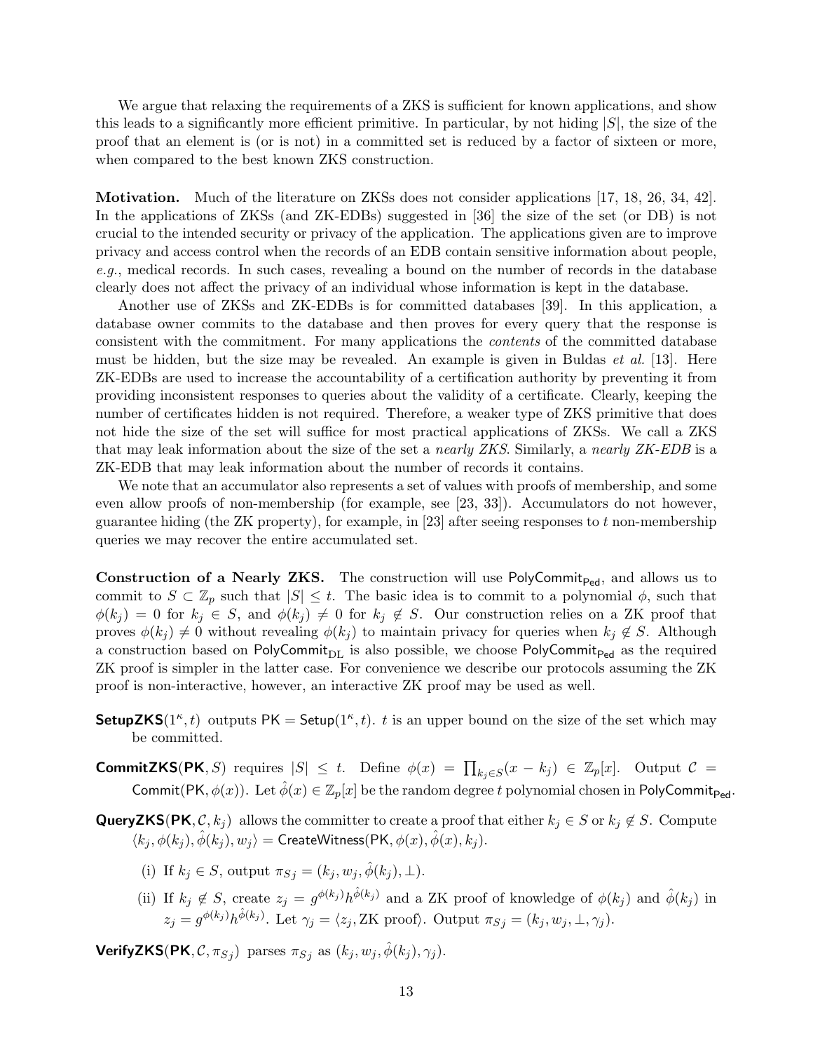We argue that relaxing the requirements of a ZKS is sufficient for known applications, and show this leads to a significantly more efficient primitive. In particular, by not hiding $|S|$, the size of the proof that an element is (or is not) in a committed set is reduced by a factor of sixteen or more, when compared to the best known ZKS construction.

**Motivation.** Much of the literature on ZKSs does not consider applications [17, 18, 26, 34, 42]. In the applications of ZKSs (and ZK-EDBs) suggested in [36] the size of the set (or DB) is not crucial to the intended security or privacy of the application. The applications given are to improve privacy and access control when the records of an EDB contain sensitive information about people, *e.g.*, medical records. In such cases, revealing a bound on the number of records in the database clearly does not affect the privacy of an individual whose information is kept in the database.

Another use of ZKSs and ZK-EDBs is for committed databases [39]. In this application, a database owner commits to the database and then proves for every query that the response is consistent with the commitment. For many applications the *contents* of the committed database must be hidden, but the size may be revealed. An example is given in Buldas *et al.* [13]. Here ZK-EDBs are used to increase the accountability of a certification authority by preventing it from providing inconsistent responses to queries about the validity of a certificate. Clearly, keeping the number of certificates hidden is not required. Therefore, a weaker type of ZKS primitive that does not hide the size of the set will suffice for most practical applications of ZKSs. We call a ZKS that may leak information about the size of the set a *nearly ZKS*. Similarly, a *nearly ZK-EDB* is a ZK-EDB that may leak information about the number of records it contains.

We note that an accumulator also represents a set of values with proofs of membership, and some even allow proofs of non-membership (for example, see [23, 33]). Accumulators do not however, guarantee hiding (the ZK property), for example, in [23] after seeing responses to $t$ non-membership queries we may recover the entire accumulated set.

**Construction of a Nearly ZKS.** The construction will use $\mathsf{PolyCommit}_{\mathsf{Ped}}$, and allows us to commit to $S \subset \mathbb{Z}_p$ such that $|S| \leq t$. The basic idea is to commit to a polynomial $\phi$, such that $\phi(k_j) = 0$ for $k_j \in S$, and $\phi(k_j) \neq 0$ for $k_j \notin S$. Our construction relies on a ZK proof that proves $\phi(k_j) \neq 0$ without revealing $\phi(k_j)$ to maintain privacy for queries when $k_j \notin S$. Although a construction based on $\mathsf{PolyCommit}_{\mathrm{DL}}$ is also possible, we choose $\mathsf{PolyCommit}_{\mathsf{Ped}}$ as the required ZK proof is simpler in the latter case. For convenience we describe our protocols assuming the ZK proof is non-interactive, however, an interactive ZK proof may be used as well.

**SetupZKS**$(1^\kappa, t)$ outputs $\mathsf{PK} = \mathsf{Setup}(1^\kappa, t)$. $t$ is an upper bound on the size of the set which may be committed.

**CommitZKS**$(\mathsf{PK}, S)$ requires $|S| \leq t$. Define $\phi(x) = \prod_{k_j \in S}(x - k_j) \in \mathbb{Z}_p[x]$. Output $\mathcal{C} = \mathsf{Commit}(\mathsf{PK}, \phi(x))$. Let $\hat{\phi}(x) \in \mathbb{Z}_p[x]$ be the random degree $t$ polynomial chosen in $\mathsf{PolyCommit}_{\mathsf{Ped}}$.

**QueryZKS**$(\mathsf{PK}, \mathcal{C}, k_j)$ allows the committer to create a proof that either $k_j \in S$ or $k_j \notin S$. Compute $\langle k_j, \phi(k_j), \hat{\phi}(k_j), w_j \rangle = \mathsf{CreateWitness}(\mathsf{PK}, \phi(x), \hat{\phi}(x), k_j)$.

(i) If $k_j \in S$, output $\pi_{Sj} = (k_j, w_j, \hat{\phi}(k_j), \perp)$.

(ii) If $k_j \notin S$, create $z_j = g^{\phi(k_j)} h^{\hat{\phi}(k_j)}$ and a ZK proof of knowledge of $\phi(k_j)$ and $\hat{\phi}(k_j)$ in $z_j = g^{\phi(k_j)} h^{\hat{\phi}(k_j)}$. Let $\gamma_j = \langle z_j, \text{ZK proof} \rangle$. Output $\pi_{Sj} = (k_j, w_j, \perp, \gamma_j)$.

**VerifyZKS**$(\mathsf{PK}, \mathcal{C}, \pi_{Sj})$ parses $\pi_{Sj}$ as $(k_j, w_j, \hat{\phi}(k_j), \gamma_j)$.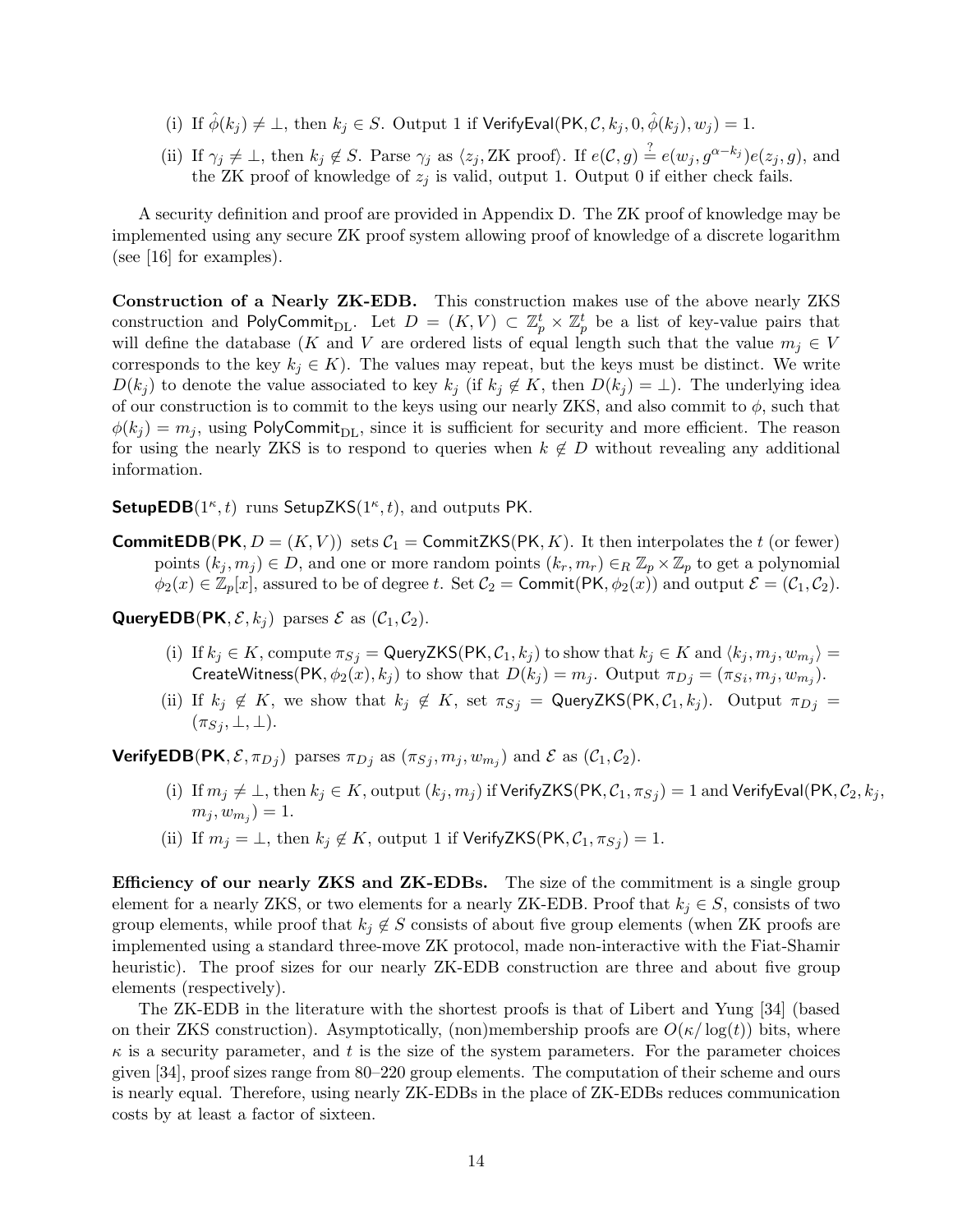(i) If $\hat{\phi}(k_j) \neq \bot$, then $k_j \in S$. Output 1 if $\mathsf{VerifyEval}(\mathsf{PK}, \mathcal{C}, k_j, 0, \hat{\phi}(k_j), w_j) = 1$.

(ii) If $\gamma_j \neq \bot$, then $k_j \notin S$. Parse $\gamma_j$ as $\langle z_j, \text{ZK proof}\rangle$. If $e(\mathcal{C}, g) \stackrel{?}{=} e(w_j, g^{\alpha - k_j})e(z_j, g)$, and the ZK proof of knowledge of $z_j$ is valid, output 1. Output 0 if either check fails.

A security definition and proof are provided in Appendix D. The ZK proof of knowledge may be implemented using any secure ZK proof system allowing proof of knowledge of a discrete logarithm (see [16] for examples).

**Construction of a Nearly ZK-EDB.** This construction makes use of the above nearly ZKS construction and $\mathsf{PolyCommit}_{\mathrm{DL}}$. Let $D = (K, V) \subset \mathbb{Z}_p^t \times \mathbb{Z}_p^t$ be a list of key-value pairs that will define the database ($K$ and $V$ are ordered lists of equal length such that the value $m_j \in V$ corresponds to the key $k_j \in K$). The values may repeat, but the keys must be distinct. We write $D(k_j)$ to denote the value associated to key $k_j$ (if $k_j \notin K$, then $D(k_j) = \bot$). The underlying idea of our construction is to commit to the keys using our nearly ZKS, and also commit to $\phi$, such that $\phi(k_j) = m_j$, using $\mathsf{PolyCommit}_{\mathrm{DL}}$, since it is sufficient for security and more efficient. The reason for using the nearly ZKS is to respond to queries when $k \notin D$ without revealing any additional information.

**SetupEDB**$(1^\kappa, t)$ runs $\mathsf{SetupZKS}(1^\kappa, t)$, and outputs $\mathsf{PK}$.

**CommitEDB**$(\mathsf{PK}, D = (K, V))$ sets $\mathcal{C}_1 = \mathsf{CommitZKS}(\mathsf{PK}, K)$. It then interpolates the $t$ (or fewer) points $(k_j, m_j) \in D$, and one or more random points $(k_r, m_r) \in_R \mathbb{Z}_p \times \mathbb{Z}_p$ to get a polynomial $\phi_2(x) \in \mathbb{Z}_p[x]$, assured to be of degree $t$. Set $\mathcal{C}_2 = \mathsf{Commit}(\mathsf{PK}, \phi_2(x))$ and output $\mathcal{E} = (\mathcal{C}_1, \mathcal{C}_2)$.

**QueryEDB**$(\mathsf{PK}, \mathcal{E}, k_j)$ parses $\mathcal{E}$ as $(\mathcal{C}_1, \mathcal{C}_2)$.

(i) If $k_j \in K$, compute $\pi_{Sj} = \mathsf{QueryZKS}(\mathsf{PK}, \mathcal{C}_1, k_j)$ to show that $k_j \in K$ and $\langle k_j, m_j, w_{m_j}\rangle = \mathsf{CreateWitness}(\mathsf{PK}, \phi_2(x), k_j)$ to show that $D(k_j) = m_j$. Output $\pi_{Dj} = (\pi_{Si}, m_j, w_{m_j})$.

(ii) If $k_j \notin K$, we show that $k_j \notin K$, set $\pi_{Sj} = \mathsf{QueryZKS}(\mathsf{PK}, \mathcal{C}_1, k_j)$. Output $\pi_{Dj} = (\pi_{Sj}, \bot, \bot)$.

**VerifyEDB**$(\mathsf{PK}, \mathcal{E}, \pi_{Dj})$ parses $\pi_{Dj}$ as $(\pi_{Sj}, m_j, w_{m_j})$ and $\mathcal{E}$ as $(\mathcal{C}_1, \mathcal{C}_2)$.

(i) If $m_j \neq \bot$, then $k_j \in K$, output $(k_j, m_j)$ if $\mathsf{VerifyZKS}(\mathsf{PK}, \mathcal{C}_1, \pi_{Sj}) = 1$ and $\mathsf{VerifyEval}(\mathsf{PK}, \mathcal{C}_2, k_j, m_j, w_{m_j}) = 1$.

(ii) If $m_j = \bot$, then $k_j \notin K$, output 1 if $\mathsf{VerifyZKS}(\mathsf{PK}, \mathcal{C}_1, \pi_{Sj}) = 1$.

**Efficiency of our nearly ZKS and ZK-EDBs.** The size of the commitment is a single group element for a nearly ZKS, or two elements for a nearly ZK-EDB. Proof that $k_j \in S$, consists of two group elements, while proof that $k_j \notin S$ consists of about five group elements (when ZK proofs are implemented using a standard three-move ZK protocol, made non-interactive with the Fiat-Shamir heuristic). The proof sizes for our nearly ZK-EDB construction are three and about five group elements (respectively).

The ZK-EDB in the literature with the shortest proofs is that of Libert and Yung [34] (based on their ZKS construction). Asymptotically, (non)membership proofs are $O(\kappa/\log(t))$ bits, where $\kappa$ is a security parameter, and $t$ is the size of the system parameters. For the parameter choices given [34], proof sizes range from 80–220 group elements. The computation of their scheme and ours is nearly equal. Therefore, using nearly ZK-EDBs in the place of ZK-EDBs reduces communication costs by at least a factor of sixteen.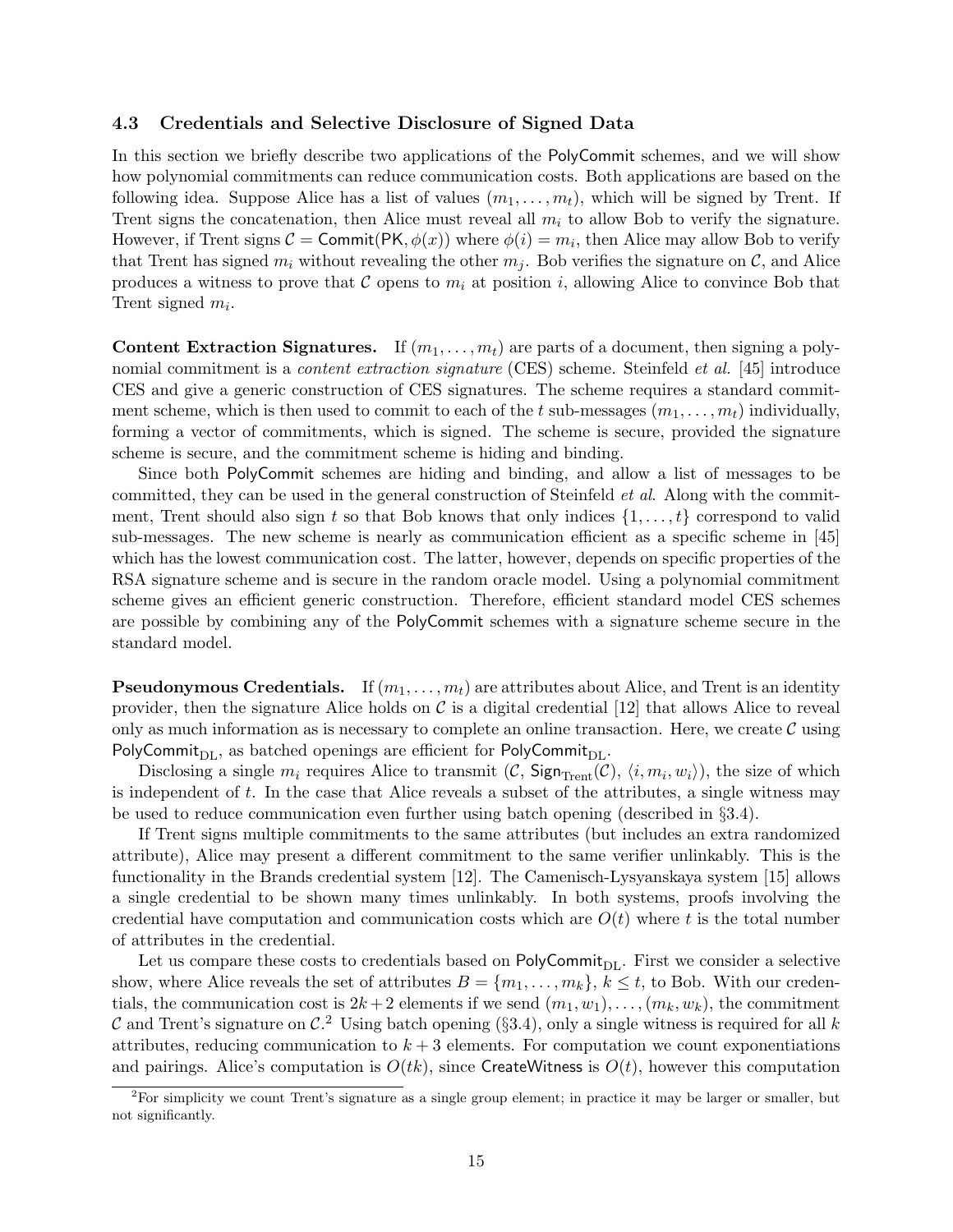### 4.3 Credentials and Selective Disclosure of Signed Data

In this section we briefly describe two applications of the PolyCommit schemes, and we will show how polynomial commitments can reduce communication costs. Both applications are based on the following idea. Suppose Alice has a list of values $(m_1, \ldots, m_t)$, which will be signed by Trent. If Trent signs the concatenation, then Alice must reveal all $m_i$ to allow Bob to verify the signature. However, if Trent signs $\mathcal{C} = \mathsf{Commit}(\mathsf{PK}, \phi(x))$ where $\phi(i) = m_i$, then Alice may allow Bob to verify that Trent has signed $m_i$ without revealing the other $m_j$. Bob verifies the signature on $\mathcal{C}$, and Alice produces a witness to prove that $\mathcal{C}$ opens to $m_i$ at position $i$, allowing Alice to convince Bob that Trent signed $m_i$.

**Content Extraction Signatures.** If $(m_1, \ldots, m_t)$ are parts of a document, then signing a polynomial commitment is a *content extraction signature* (CES) scheme. Steinfeld *et al.* [45] introduce CES and give a generic construction of CES signatures. The scheme requires a standard commitment scheme, which is then used to commit to each of the $t$ sub-messages $(m_1, \ldots, m_t)$ individually, forming a vector of commitments, which is signed. The scheme is secure, provided the signature scheme is secure, and the commitment scheme is hiding and binding.

Since both PolyCommit schemes are hiding and binding, and allow a list of messages to be committed, they can be used in the general construction of Steinfeld *et al*. Along with the commitment, Trent should also sign $t$ so that Bob knows that only indices $\{1, \ldots, t\}$ correspond to valid sub-messages. The new scheme is nearly as communication efficient as a specific scheme in [45] which has the lowest communication cost. The latter, however, depends on specific properties of the RSA signature scheme and is secure in the random oracle model. Using a polynomial commitment scheme gives an efficient generic construction. Therefore, efficient standard model CES schemes are possible by combining any of the PolyCommit schemes with a signature scheme secure in the standard model.

**Pseudonymous Credentials.** If $(m_1, \ldots, m_t)$ are attributes about Alice, and Trent is an identity provider, then the signature Alice holds on $\mathcal{C}$ is a digital credential [12] that allows Alice to reveal only as much information as is necessary to complete an online transaction. Here, we create $\mathcal{C}$ using $\mathsf{PolyCommit}_{\mathrm{DL}}$, as batched openings are efficient for $\mathsf{PolyCommit}_{\mathrm{DL}}$.

Disclosing a single $m_i$ requires Alice to transmit $(\mathcal{C}, \mathsf{Sign}_{\mathrm{Trent}}(\mathcal{C}), \langle i, m_i, w_i \rangle)$, the size of which is independent of $t$. In the case that Alice reveals a subset of the attributes, a single witness may be used to reduce communication even further using batch opening (described in §3.4).

If Trent signs multiple commitments to the same attributes (but includes an extra randomized attribute), Alice may present a different commitment to the same verifier unlinkably. This is the functionality in the Brands credential system [12]. The Camenisch-Lysyanskaya system [15] allows a single credential to be shown many times unlinkably. In both systems, proofs involving the credential have computation and communication costs which are $O(t)$ where $t$ is the total number of attributes in the credential.

Let us compare these costs to credentials based on $\mathsf{PolyCommit}_{\mathrm{DL}}$. First we consider a selective show, where Alice reveals the set of attributes $B = \{m_1, \ldots, m_k\}$, $k \leq t$, to Bob. With our credentials, the communication cost is $2k+2$ elements if we send $(m_1, w_1), \ldots, (m_k, w_k)$, the commitment $\mathcal{C}$ and Trent's signature on $\mathcal{C}$.[2] Using batch opening (§3.4), only a single witness is required for all $k$ attributes, reducing communication to $k+3$ elements. For computation we count exponentiations and pairings. Alice's computation is $O(tk)$, since CreateWitness is $O(t)$, however this computation

[2] For simplicity we count Trent's signature as a single group element; in practice it may be larger or smaller, but not significantly.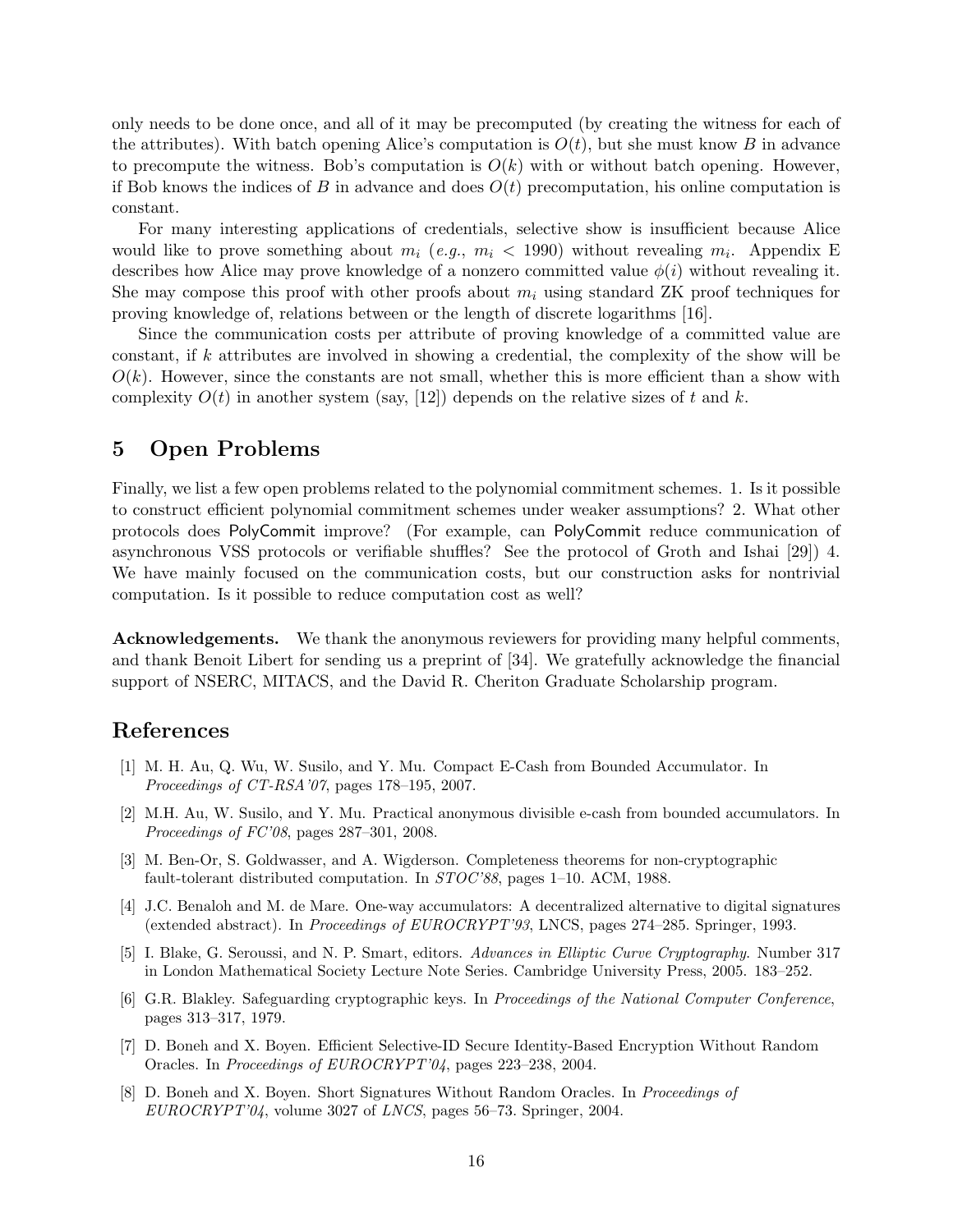only needs to be done once, and all of it may be precomputed (by creating the witness for each of the attributes). With batch opening Alice's computation is $O(t)$, but she must know $B$ in advance to precompute the witness. Bob's computation is $O(k)$ with or without batch opening. However, if Bob knows the indices of $B$ in advance and does $O(t)$ precomputation, his online computation is constant.

For many interesting applications of credentials, selective show is insufficient because Alice would like to prove something about $m_i$ (*e.g.*, $m_i < 1990$) without revealing $m_i$. Appendix E describes how Alice may prove knowledge of a nonzero committed value $\phi(i)$ without revealing it. She may compose this proof with other proofs about $m_i$ using standard ZK proof techniques for proving knowledge of, relations between or the length of discrete logarithms [16].

Since the communication costs per attribute of proving knowledge of a committed value are constant, if $k$ attributes are involved in showing a credential, the complexity of the show will be $O(k)$. However, since the constants are not small, whether this is more efficient than a show with complexity $O(t)$ in another system (say, [12]) depends on the relative sizes of $t$ and $k$.

## 5 Open Problems

Finally, we list a few open problems related to the polynomial commitment schemes. 1. Is it possible to construct efficient polynomial commitment schemes under weaker assumptions? 2. What other protocols does PolyCommit improve? (For example, can PolyCommit reduce communication of asynchronous VSS protocols or verifiable shuffles? See the protocol of Groth and Ishai [29]) 4. We have mainly focused on the communication costs, but our construction asks for nontrivial computation. Is it possible to reduce computation cost as well?

**Acknowledgements.** We thank the anonymous reviewers for providing many helpful comments, and thank Benoit Libert for sending us a preprint of [34]. We gratefully acknowledge the financial support of NSERC, MITACS, and the David R. Cheriton Graduate Scholarship program.

## References

[1] M. H. Au, Q. Wu, W. Susilo, and Y. Mu. Compact E-Cash from Bounded Accumulator. In *Proceedings of CT-RSA'07*, pages 178–195, 2007.

[2] M.H. Au, W. Susilo, and Y. Mu. Practical anonymous divisible e-cash from bounded accumulators. In *Proceedings of FC'08*, pages 287–301, 2008.

[3] M. Ben-Or, S. Goldwasser, and A. Wigderson. Completeness theorems for non-cryptographic fault-tolerant distributed computation. In *STOC'88*, pages 1–10. ACM, 1988.

[4] J.C. Benaloh and M. de Mare. One-way accumulators: A decentralized alternative to digital signatures (extended abstract). In *Proceedings of EUROCRYPT'93*, LNCS, pages 274–285. Springer, 1993.

[5] I. Blake, G. Seroussi, and N. P. Smart, editors. *Advances in Elliptic Curve Cryptography*. Number 317 in London Mathematical Society Lecture Note Series. Cambridge University Press, 2005. 183–252.

[6] G.R. Blakley. Safeguarding cryptographic keys. In *Proceedings of the National Computer Conference*, pages 313–317, 1979.

[7] D. Boneh and X. Boyen. Efficient Selective-ID Secure Identity-Based Encryption Without Random Oracles. In *Proceedings of EUROCRYPT'04*, pages 223–238, 2004.

[8] D. Boneh and X. Boyen. Short Signatures Without Random Oracles. In *Proceedings of EUROCRYPT'04*, volume 3027 of *LNCS*, pages 56–73. Springer, 2004.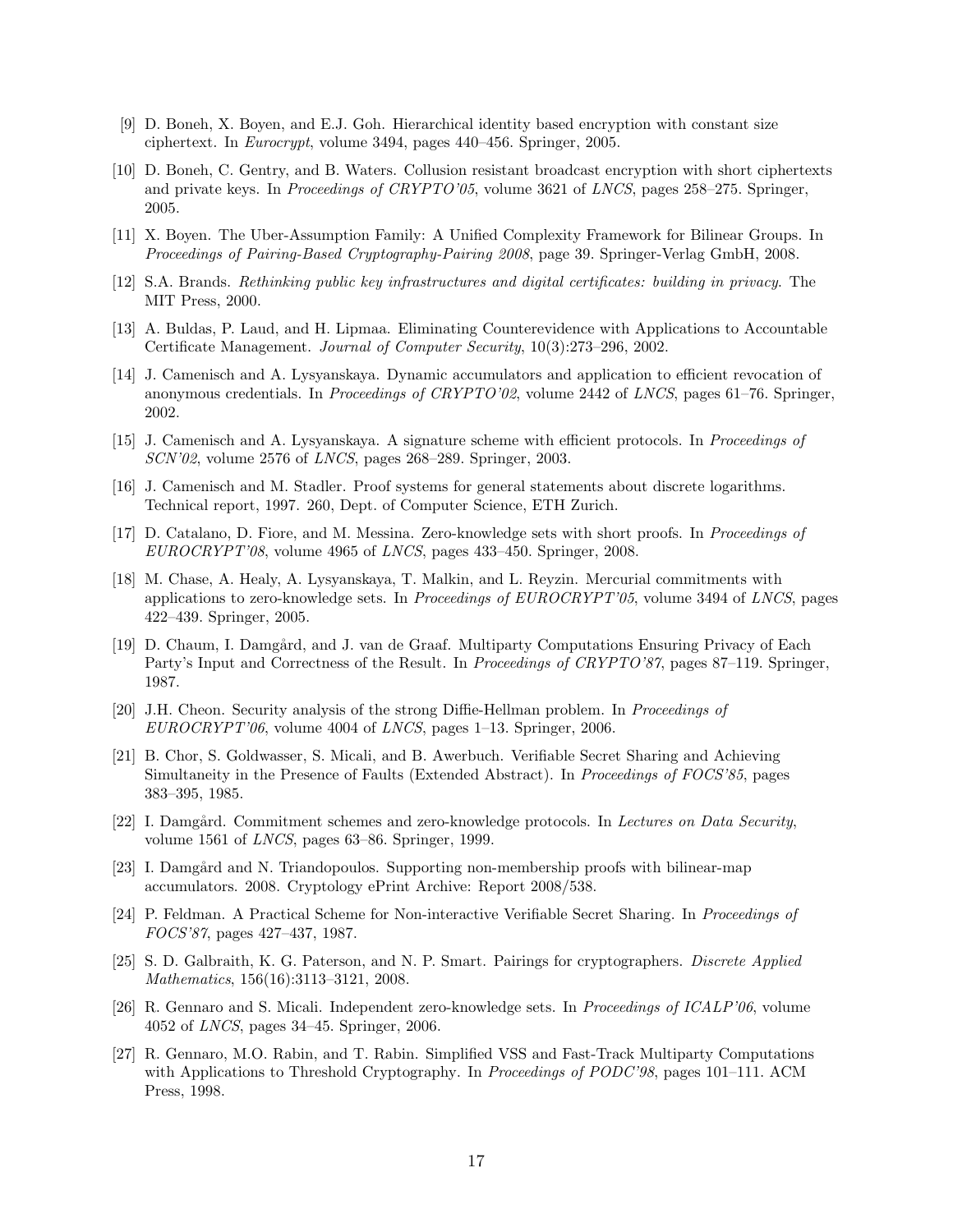[9] D. Boneh, X. Boyen, and E.J. Goh. Hierarchical identity based encryption with constant size ciphertext. In *Eurocrypt*, volume 3494, pages 440–456. Springer, 2005.

[10] D. Boneh, C. Gentry, and B. Waters. Collusion resistant broadcast encryption with short ciphertexts and private keys. In *Proceedings of CRYPTO'05*, volume 3621 of *LNCS*, pages 258–275. Springer, 2005.

[11] X. Boyen. The Uber-Assumption Family: A Unified Complexity Framework for Bilinear Groups. In *Proceedings of Pairing-Based Cryptography-Pairing 2008*, page 39. Springer-Verlag GmbH, 2008.

[12] S.A. Brands. *Rethinking public key infrastructures and digital certificates: building in privacy*. The MIT Press, 2000.

[13] A. Buldas, P. Laud, and H. Lipmaa. Eliminating Counterevidence with Applications to Accountable Certificate Management. *Journal of Computer Security*, 10(3):273–296, 2002.

[14] J. Camenisch and A. Lysyanskaya. Dynamic accumulators and application to efficient revocation of anonymous credentials. In *Proceedings of CRYPTO'02*, volume 2442 of *LNCS*, pages 61–76. Springer, 2002.

[15] J. Camenisch and A. Lysyanskaya. A signature scheme with efficient protocols. In *Proceedings of SCN'02*, volume 2576 of *LNCS*, pages 268–289. Springer, 2003.

[16] J. Camenisch and M. Stadler. Proof systems for general statements about discrete logarithms. Technical report, 1997. 260, Dept. of Computer Science, ETH Zurich.

[17] D. Catalano, D. Fiore, and M. Messina. Zero-knowledge sets with short proofs. In *Proceedings of EUROCRYPT'08*, volume 4965 of *LNCS*, pages 433–450. Springer, 2008.

[18] M. Chase, A. Healy, A. Lysyanskaya, T. Malkin, and L. Reyzin. Mercurial commitments with applications to zero-knowledge sets. In *Proceedings of EUROCRYPT'05*, volume 3494 of *LNCS*, pages 422–439. Springer, 2005.

[19] D. Chaum, I. Damgård, and J. van de Graaf. Multiparty Computations Ensuring Privacy of Each Party's Input and Correctness of the Result. In *Proceedings of CRYPTO'87*, pages 87–119. Springer, 1987.

[20] J.H. Cheon. Security analysis of the strong Diffie-Hellman problem. In *Proceedings of EUROCRYPT'06*, volume 4004 of *LNCS*, pages 1–13. Springer, 2006.

[21] B. Chor, S. Goldwasser, S. Micali, and B. Awerbuch. Verifiable Secret Sharing and Achieving Simultaneity in the Presence of Faults (Extended Abstract). In *Proceedings of FOCS'85*, pages 383–395, 1985.

[22] I. Damgård. Commitment schemes and zero-knowledge protocols. In *Lectures on Data Security*, volume 1561 of *LNCS*, pages 63–86. Springer, 1999.

[23] I. Damgård and N. Triandopoulos. Supporting non-membership proofs with bilinear-map accumulators. 2008. Cryptology ePrint Archive: Report 2008/538.

[24] P. Feldman. A Practical Scheme for Non-interactive Verifiable Secret Sharing. In *Proceedings of FOCS'87*, pages 427–437, 1987.

[25] S. D. Galbraith, K. G. Paterson, and N. P. Smart. Pairings for cryptographers. *Discrete Applied Mathematics*, 156(16):3113–3121, 2008.

[26] R. Gennaro and S. Micali. Independent zero-knowledge sets. In *Proceedings of ICALP'06*, volume 4052 of *LNCS*, pages 34–45. Springer, 2006.

[27] R. Gennaro, M.O. Rabin, and T. Rabin. Simplified VSS and Fast-Track Multiparty Computations with Applications to Threshold Cryptography. In *Proceedings of PODC'98*, pages 101–111. ACM Press, 1998.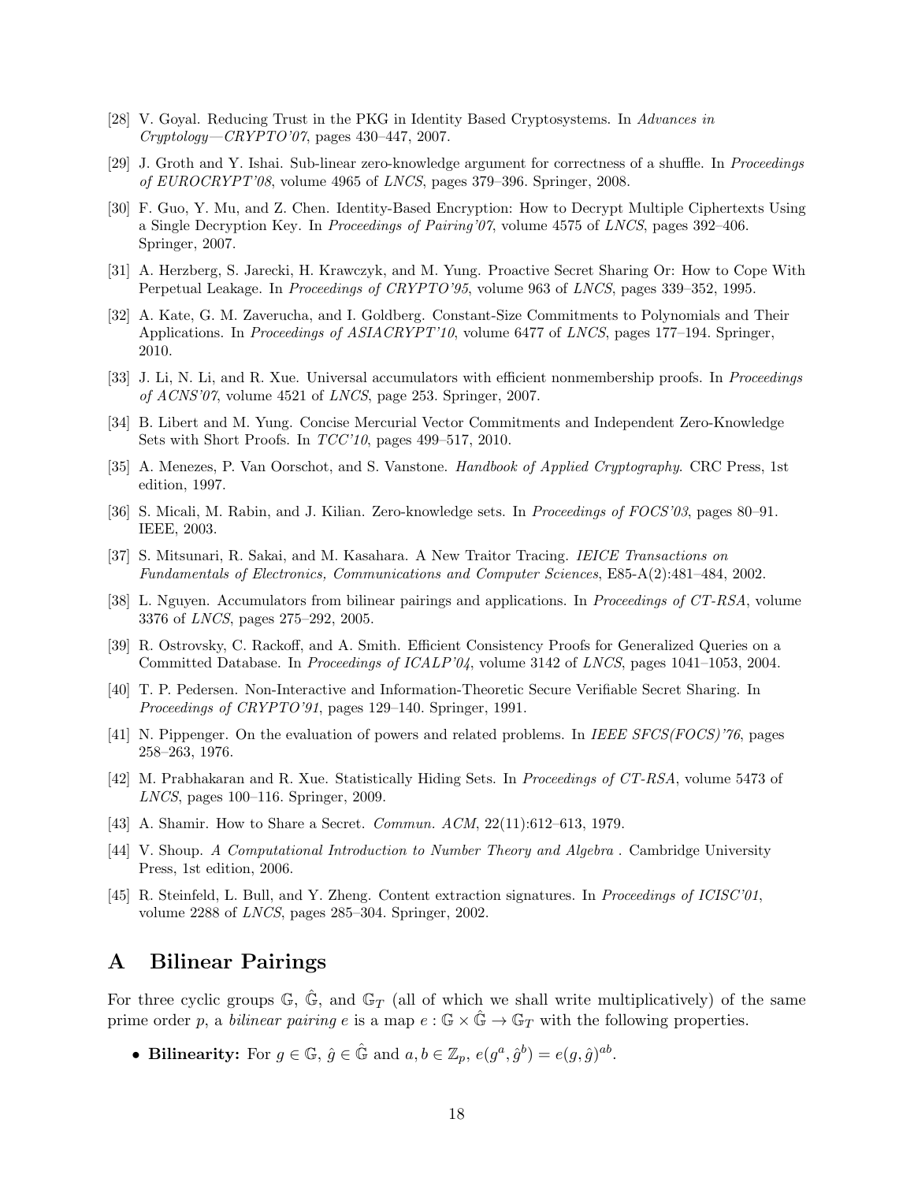[28] V. Goyal. Reducing Trust in the PKG in Identity Based Cryptosystems. In *Advances in Cryptology—CRYPTO'07*, pages 430–447, 2007.

[29] J. Groth and Y. Ishai. Sub-linear zero-knowledge argument for correctness of a shuffle. In *Proceedings of EUROCRYPT'08*, volume 4965 of *LNCS*, pages 379–396. Springer, 2008.

[30] F. Guo, Y. Mu, and Z. Chen. Identity-Based Encryption: How to Decrypt Multiple Ciphertexts Using a Single Decryption Key. In *Proceedings of Pairing'07*, volume 4575 of *LNCS*, pages 392–406. Springer, 2007.

[31] A. Herzberg, S. Jarecki, H. Krawczyk, and M. Yung. Proactive Secret Sharing Or: How to Cope With Perpetual Leakage. In *Proceedings of CRYPTO'95*, volume 963 of *LNCS*, pages 339–352, 1995.

[32] A. Kate, G. M. Zaverucha, and I. Goldberg. Constant-Size Commitments to Polynomials and Their Applications. In *Proceedings of ASIACRYPT'10*, volume 6477 of *LNCS*, pages 177–194. Springer, 2010.

[33] J. Li, N. Li, and R. Xue. Universal accumulators with efficient nonmembership proofs. In *Proceedings of ACNS'07*, volume 4521 of *LNCS*, page 253. Springer, 2007.

[34] B. Libert and M. Yung. Concise Mercurial Vector Commitments and Independent Zero-Knowledge Sets with Short Proofs. In *TCC'10*, pages 499–517, 2010.

[35] A. Menezes, P. Van Oorschot, and S. Vanstone. *Handbook of Applied Cryptography*. CRC Press, 1st edition, 1997.

[36] S. Micali, M. Rabin, and J. Kilian. Zero-knowledge sets. In *Proceedings of FOCS'03*, pages 80–91. IEEE, 2003.

[37] S. Mitsunari, R. Sakai, and M. Kasahara. A New Traitor Tracing. *IEICE Transactions on Fundamentals of Electronics, Communications and Computer Sciences*, E85-A(2):481–484, 2002.

[38] L. Nguyen. Accumulators from bilinear pairings and applications. In *Proceedings of CT-RSA*, volume 3376 of *LNCS*, pages 275–292, 2005.

[39] R. Ostrovsky, C. Rackoff, and A. Smith. Efficient Consistency Proofs for Generalized Queries on a Committed Database. In *Proceedings of ICALP'04*, volume 3142 of *LNCS*, pages 1041–1053, 2004.

[40] T. P. Pedersen. Non-Interactive and Information-Theoretic Secure Verifiable Secret Sharing. In *Proceedings of CRYPTO'91*, pages 129–140. Springer, 1991.

[41] N. Pippenger. On the evaluation of powers and related problems. In *IEEE SFCS(FOCS)'76*, pages 258–263, 1976.

[42] M. Prabhakaran and R. Xue. Statistically Hiding Sets. In *Proceedings of CT-RSA*, volume 5473 of *LNCS*, pages 100–116. Springer, 2009.

[43] A. Shamir. How to Share a Secret. *Commun. ACM*, 22(11):612–613, 1979.

[44] V. Shoup. *A Computational Introduction to Number Theory and Algebra* . Cambridge University Press, 1st edition, 2006.

[45] R. Steinfeld, L. Bull, and Y. Zheng. Content extraction signatures. In *Proceedings of ICISC'01*, volume 2288 of *LNCS*, pages 285–304. Springer, 2002.

# A Bilinear Pairings

For three cyclic groups $\mathbb{G}$, $\hat{\mathbb{G}}$, and $\mathbb{G}_T$ (all of which we shall write multiplicatively) of the same prime order $p$, a *bilinear pairing* $e$ is a map $e : \mathbb{G} \times \hat{\mathbb{G}} \to \mathbb{G}_T$ with the following properties.

- **Bilinearity:** For $g \in \mathbb{G}$, $\hat{g} \in \hat{\mathbb{G}}$ and $a, b \in \mathbb{Z}_p$, $e(g^a, \hat{g}^b) = e(g, \hat{g})^{ab}$.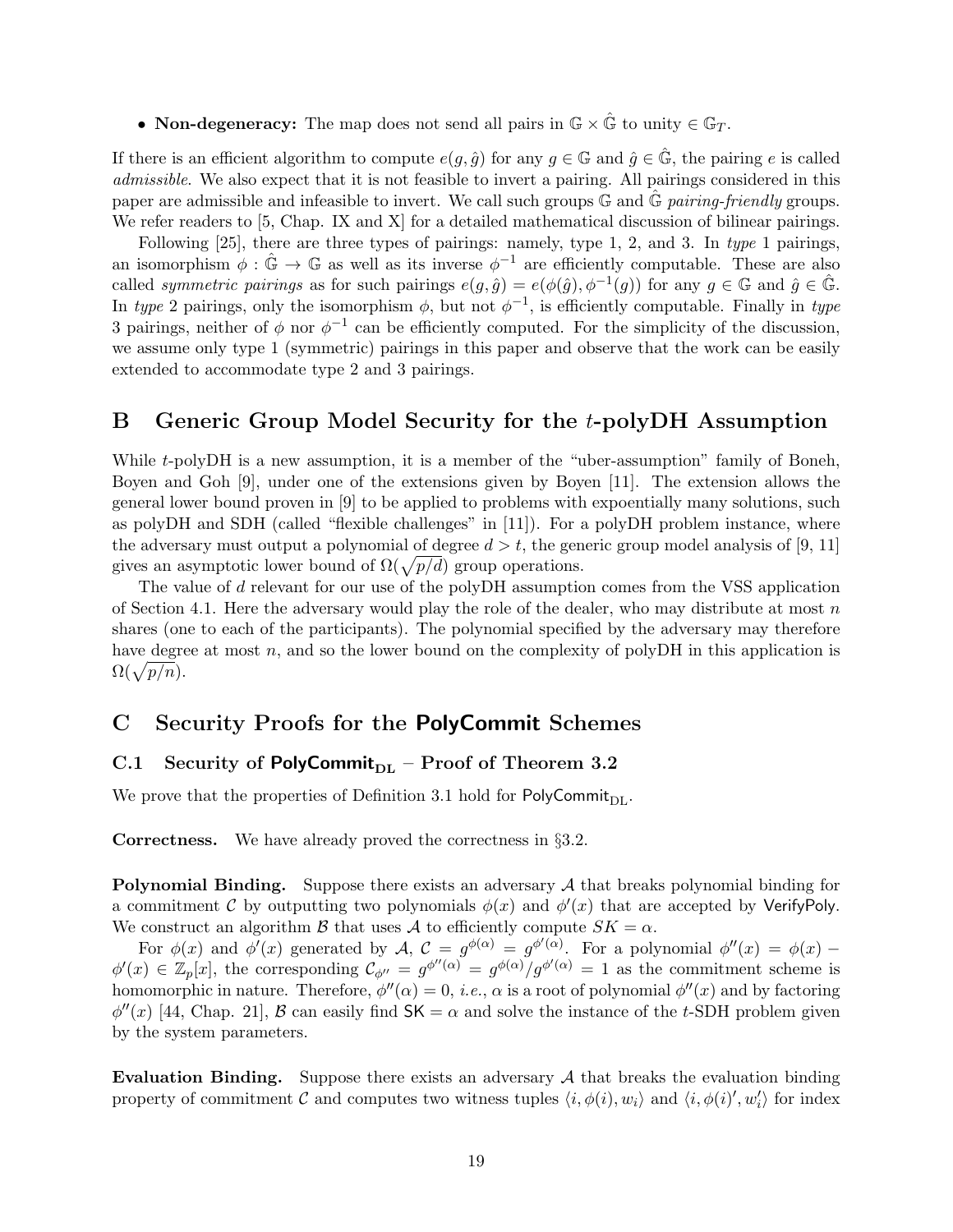- **Non-degeneracy:** The map does not send all pairs in $\mathbb{G} \times \hat{\mathbb{G}}$ to unity $\in \mathbb{G}_T$.

If there is an efficient algorithm to compute $e(g, \hat{g})$ for any $g \in \mathbb{G}$ and $\hat{g} \in \hat{\mathbb{G}}$, the pairing $e$ is called *admissible*. We also expect that it is not feasible to invert a pairing. All pairings considered in this paper are admissible and infeasible to invert. We call such groups $\mathbb{G}$ and $\hat{\mathbb{G}}$ *pairing-friendly* groups. We refer readers to [5, Chap. IX and X] for a detailed mathematical discussion of bilinear pairings.

Following [25], there are three types of pairings: namely, type 1, 2, and 3. In *type* 1 pairings, an isomorphism $\phi : \hat{\mathbb{G}} \to \mathbb{G}$ as well as its inverse $\phi^{-1}$ are efficiently computable. These are also called *symmetric pairings* as for such pairings $e(g, \hat{g}) = e(\phi(\hat{g}), \phi^{-1}(g))$ for any $g \in \mathbb{G}$ and $\hat{g} \in \hat{\mathbb{G}}$. In *type* 2 pairings, only the isomorphism $\phi$, but not $\phi^{-1}$, is efficiently computable. Finally in *type* 3 pairings, neither of $\phi$ nor $\phi^{-1}$ can be efficiently computed. For the simplicity of the discussion, we assume only type 1 (symmetric) pairings in this paper and observe that the work can be easily extended to accommodate type 2 and 3 pairings.

# B Generic Group Model Security for the $t$-polyDH Assumption

While $t$-polyDH is a new assumption, it is a member of the "uber-assumption" family of Boneh, Boyen and Goh [9], under one of the extensions given by Boyen [11]. The extension allows the general lower bound proven in [9] to be applied to problems with expoentially many solutions, such as polyDH and SDH (called "flexible challenges" in [11]). For a polyDH problem instance, where the adversary must output a polynomial of degree $d > t$, the generic group model analysis of [9, 11] gives an asymptotic lower bound of $\Omega(\sqrt{p/d})$ group operations.

The value of $d$ relevant for our use of the polyDH assumption comes from the VSS application of Section 4.1. Here the adversary would play the role of the dealer, who may distribute at most $n$ shares (one to each of the participants). The polynomial specified by the adversary may therefore have degree at most $n$, and so the lower bound on the complexity of polyDH in this application is $\Omega(\sqrt{p/n})$.

# C Security Proofs for the PolyCommit Schemes

## C.1 Security of $\mathsf{PolyCommit}_{\mathrm{DL}}$ – Proof of Theorem 3.2

We prove that the properties of Definition 3.1 hold for $\mathsf{PolyCommit}_{\mathrm{DL}}$.

**Correctness.** We have already proved the correctness in §3.2.

**Polynomial Binding.** Suppose there exists an adversary $\mathcal{A}$ that breaks polynomial binding for a commitment $\mathcal{C}$ by outputting two polynomials $\phi(x)$ and $\phi'(x)$ that are accepted by VerifyPoly. We construct an algorithm $\mathcal{B}$ that uses $\mathcal{A}$ to efficiently compute $SK = \alpha$.

For $\phi(x)$ and $\phi'(x)$ generated by $\mathcal{A}$, $\mathcal{C} = g^{\phi(\alpha)} = g^{\phi'(\alpha)}$. For a polynomial $\phi''(x) = \phi(x) - \phi'(x) \in \mathbb{Z}_p[x]$, the corresponding $\mathcal{C}_{\phi''} = g^{\phi''(\alpha)} = g^{\phi(\alpha)}/g^{\phi'(\alpha)} = 1$ as the commitment scheme is homomorphic in nature. Therefore, $\phi''(\alpha) = 0$, *i.e.*, $\alpha$ is a root of polynomial $\phi''(x)$ and by factoring $\phi''(x)$ [44, Chap. 21], $\mathcal{B}$ can easily find $\mathsf{SK} = \alpha$ and solve the instance of the $t$-SDH problem given by the system parameters.

**Evaluation Binding.** Suppose there exists an adversary $\mathcal{A}$ that breaks the evaluation binding property of commitment $\mathcal{C}$ and computes two witness tuples $\langle i, \phi(i), w_i \rangle$ and $\langle i, \phi(i)', w'_i \rangle$ for index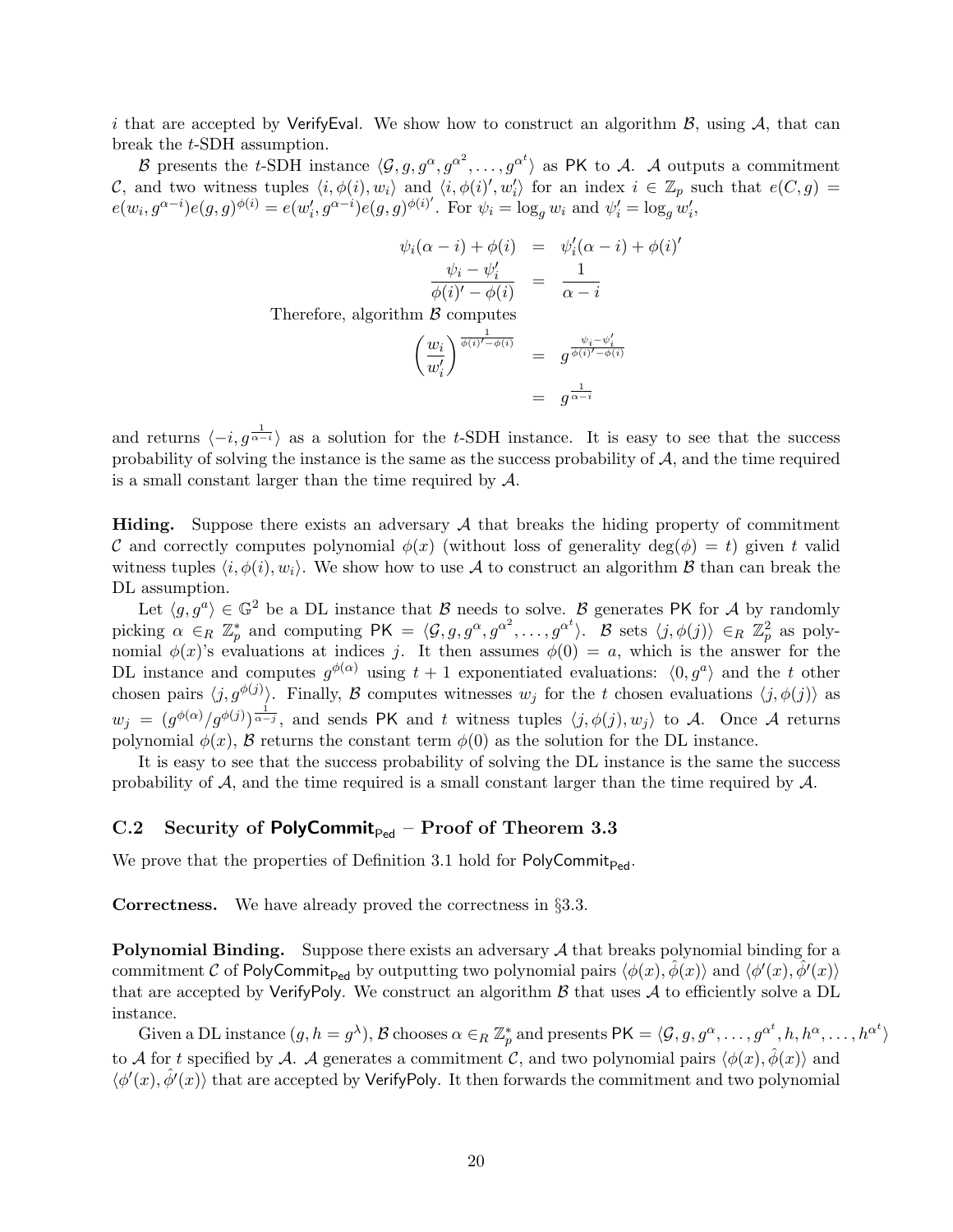$i$ that are accepted by $\mathsf{VerifyEval}$. We show how to construct an algorithm $\mathcal{B}$, using $\mathcal{A}$, that can break the $t$-SDH assumption.

$\mathcal{B}$ presents the $t$-SDH instance $\langle \mathcal{G}, g, g^{\alpha}, g^{\alpha^2}, \ldots, g^{\alpha^t} \rangle$ as $\mathsf{PK}$ to $\mathcal{A}$. $\mathcal{A}$ outputs a commitment $\mathcal{C}$, and two witness tuples $\langle i, \phi(i), w_i \rangle$ and $\langle i, \phi(i)', w_i' \rangle$ for an index $i \in \mathbb{Z}_p$ such that $e(\mathcal{C}, g) = e(w_i, g^{\alpha - i})e(g,g)^{\phi(i)} = e(w_i', g^{\alpha - i})e(g,g)^{\phi(i)'}$. For $\psi_i = \log_g w_i$ and $\psi_i' = \log_g w_i'$,

$$\begin{aligned}
\psi_i(\alpha - i) + \phi(i) &= \psi_i'(\alpha - i) + \phi(i)' \\
\frac{\psi_i - \psi_i'}{\phi(i)' - \phi(i)} &= \frac{1}{\alpha - i}
\end{aligned}$$

Therefore, algorithm $\mathcal{B}$ computes

$$\begin{aligned}
\left(\frac{w_i}{w_i'}\right)^{\frac{1}{\phi(i)' - \phi(i)}} &= g^{\frac{\psi_i - \psi_i'}{\phi(i)' - \phi(i)}} \\
&= g^{\frac{1}{\alpha - i}}
\end{aligned}$$

and returns $\langle -i, g^{\frac{1}{\alpha - i}} \rangle$ as a solution for the $t$-SDH instance. It is easy to see that the success probability of solving the instance is the same as the success probability of $\mathcal{A}$, and the time required is a small constant larger than the time required by $\mathcal{A}$.

**Hiding.** Suppose there exists an adversary $\mathcal{A}$ that breaks the hiding property of commitment $\mathcal{C}$ and correctly computes polynomial $\phi(x)$ (without loss of generality $\deg(\phi) = t$) given $t$ valid witness tuples $\langle i, \phi(i), w_i \rangle$. We show how to use $\mathcal{A}$ to construct an algorithm $\mathcal{B}$ than can break the DL assumption.

Let $\langle g, g^a \rangle \in \mathbb{G}^2$ be a DL instance that $\mathcal{B}$ needs to solve. $\mathcal{B}$ generates $\mathsf{PK}$ for $\mathcal{A}$ by randomly picking $\alpha \in_R \mathbb{Z}_p^*$ and computing $\mathsf{PK} = \langle \mathcal{G}, g, g^{\alpha}, g^{\alpha^2}, \ldots, g^{\alpha^t} \rangle$. $\mathcal{B}$ sets $\langle j, \phi(j) \rangle \in_R \mathbb{Z}_p^2$ as polynomial $\phi(x)$'s evaluations at indices $j$. It then assumes $\phi(0) = a$, which is the answer for the DL instance and computes $g^{\phi(\alpha)}$ using $t+1$ exponentiated evaluations: $\langle 0, g^a \rangle$ and the $t$ other chosen pairs $\langle j, g^{\phi(j)} \rangle$. Finally, $\mathcal{B}$ computes witnesses $w_j$ for the $t$ chosen evaluations $\langle j, \phi(j) \rangle$ as $w_j = (g^{\phi(\alpha)}/g^{\phi(j)})^{\frac{1}{\alpha - j}}$, and sends $\mathsf{PK}$ and $t$ witness tuples $\langle j, \phi(j), w_j \rangle$ to $\mathcal{A}$. Once $\mathcal{A}$ returns polynomial $\phi(x)$, $\mathcal{B}$ returns the constant term $\phi(0)$ as the solution for the DL instance.

It is easy to see that the success probability of solving the DL instance is the same the success probability of $\mathcal{A}$, and the time required is a small constant larger than the time required by $\mathcal{A}$.

### C.2 Security of $\mathsf{PolyCommit}_{\mathsf{Ped}}$ – Proof of Theorem 3.3

We prove that the properties of Definition 3.1 hold for $\mathsf{PolyCommit}_{\mathsf{Ped}}$.

**Correctness.** We have already proved the correctness in §3.3.

**Polynomial Binding.** Suppose there exists an adversary $\mathcal{A}$ that breaks polynomial binding for a commitment $\mathcal{C}$ of $\mathsf{PolyCommit}_{\mathsf{Ped}}$ by outputting two polynomial pairs $\langle \phi(x), \hat{\phi}(x) \rangle$ and $\langle \phi'(x), \hat{\phi}'(x) \rangle$ that are accepted by $\mathsf{VerifyPoly}$. We construct an algorithm $\mathcal{B}$ that uses $\mathcal{A}$ to efficiently solve a DL instance.

Given a DL instance $(g, h = g^{\lambda})$, $\mathcal{B}$ chooses $\alpha \in_R \mathbb{Z}_p^*$ and presents $\mathsf{PK} = \langle \mathcal{G}, g, g^{\alpha}, \ldots, g^{\alpha^t}, h, h^{\alpha}, \ldots, h^{\alpha^t} \rangle$ to $\mathcal{A}$ for $t$ specified by $\mathcal{A}$. $\mathcal{A}$ generates a commitment $\mathcal{C}$, and two polynomial pairs $\langle \phi(x), \hat{\phi}(x) \rangle$ and $\langle \phi'(x), \hat{\phi}'(x) \rangle$ that are accepted by $\mathsf{VerifyPoly}$. It then forwards the commitment and two polynomial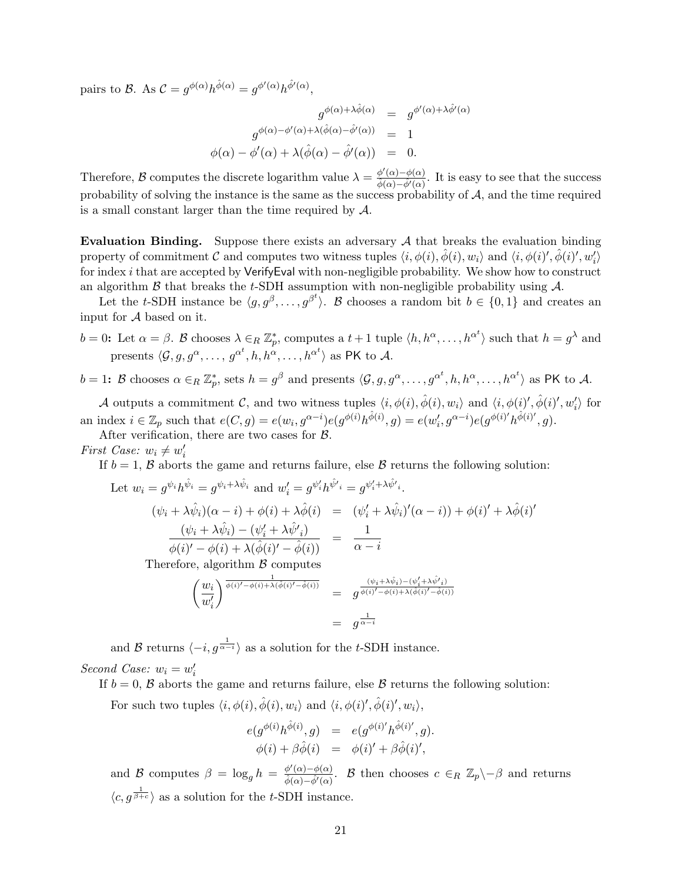pairs to $\mathcal{B}$. As $\mathcal{C} = g^{\phi(\alpha)}h^{\hat{\phi}(\alpha)} = g^{\phi'(\alpha)}h^{\hat{\phi}'(\alpha)}$,

$$
\begin{aligned}
g^{\phi(\alpha)+\lambda\hat{\phi}(\alpha)} &= g^{\phi'(\alpha)+\lambda\hat{\phi}'(\alpha)} \\
g^{\phi(\alpha)-\phi'(\alpha)+\lambda(\hat{\phi}(\alpha)-\hat{\phi}'(\alpha))} &= 1 \\
\phi(\alpha) - \phi'(\alpha) + \lambda(\hat{\phi}(\alpha) - \hat{\phi}'(\alpha)) &= 0.
\end{aligned}
$$

Therefore, $\mathcal{B}$ computes the discrete logarithm value $\lambda = \frac{\phi'(\alpha)-\phi(\alpha)}{\hat{\phi}(\alpha)-\hat{\phi}'(\alpha)}$. It is easy to see that the success probability of solving the instance is the same as the success probability of $\mathcal{A}$, and the time required is a small constant larger than the time required by $\mathcal{A}$.

**Evaluation Binding.** Suppose there exists an adversary $\mathcal{A}$ that breaks the evaluation binding property of commitment $\mathcal{C}$ and computes two witness tuples $\langle i, \phi(i), \hat{\phi}(i), w_i\rangle$ and $\langle i, \phi(i)', \hat{\phi}(i)', w_i'\rangle$ for index $i$ that are accepted by VerifyEval with non-negligible probability. We show how to construct an algorithm $\mathcal{B}$ that breaks the $t$-SDH assumption with non-negligible probability using $\mathcal{A}$.

Let the $t$-SDH instance be $\langle g, g^{\beta}, \ldots, g^{\beta^t}\rangle$. $\mathcal{B}$ chooses a random bit $b \in \{0, 1\}$ and creates an input for $\mathcal{A}$ based on it.

**$b = 0$:** Let $\alpha = \beta$. $\mathcal{B}$ chooses $\lambda \in_R \mathbb{Z}_p^*$, computes a $t+1$ tuple $\langle h, h^{\alpha}, \ldots, h^{\alpha^t}\rangle$ such that $h = g^{\lambda}$ and presents $\langle \mathcal{G}, g, g^{\alpha}, \ldots, g^{\alpha^t}, h, h^{\alpha}, \ldots, h^{\alpha^t}\rangle$ as PK to $\mathcal{A}$.

**$b = 1$:** $\mathcal{B}$ chooses $\alpha \in_R \mathbb{Z}_p^*$, sets $h = g^{\beta}$ and presents $\langle \mathcal{G}, g, g^{\alpha}, \ldots, g^{\alpha^t}, h, h^{\alpha}, \ldots, h^{\alpha^t}\rangle$ as PK to $\mathcal{A}$.

$\mathcal{A}$ outputs a commitment $\mathcal{C}$, and two witness tuples $\langle i, \phi(i), \hat{\phi}(i), w_i\rangle$ and $\langle i, \phi(i)', \hat{\phi}(i)', w_i'\rangle$ for an index $i \in \mathbb{Z}_p$ such that $e(C, g) = e(w_i, g^{\alpha-i})e(g^{\phi(i)}h^{\hat{\phi}(i)}, g) = e(w_i', g^{\alpha-i})e(g^{\phi(i)'}h^{\hat{\phi}(i)'}, g)$.

After verification, there are two cases for $\mathcal{B}$.

*First Case: $w_i \neq w_i'$*

If $b = 1$, $\mathcal{B}$ aborts the game and returns failure, else $\mathcal{B}$ returns the following solution:

Let $w_i = g^{\psi_i}h^{\hat{\psi}_i} = g^{\psi_i+\lambda\hat{\psi}_i}$ and $w_i' = g^{\psi_i'}h^{\hat{\psi}'_i} = g^{\psi_i'+\lambda\hat{\psi}'_i}$.

$$
\begin{aligned}
(\psi_i + \lambda\hat{\psi}_i)(\alpha - i) + \phi(i) + \lambda\hat{\phi}(i) &= (\psi_i' + \lambda\hat{\psi}_i)'(\alpha - i)) + \phi(i)' + \lambda\hat{\phi}(i)' \\
\frac{(\psi_i + \lambda\hat{\psi}_i) - (\psi_i' + \lambda\hat{\psi}'_i)}{\phi(i)' - \phi(i) + \lambda(\hat{\phi}(i)' - \hat{\phi}(i))} &= \frac{1}{\alpha - i}
\end{aligned}
$$

Therefore, algorithm $\mathcal{B}$ computes

$$
\begin{aligned}
\left(\frac{w_i}{w_i'}\right)^{\frac{1}{\phi(i)'-\phi(i)+\lambda(\hat{\phi}(i)'-\hat{\phi}(i))}} &= g^{\frac{(\psi_i+\lambda\hat{\psi}_i)-(\psi_i'+\lambda\hat{\psi}'_i)}{\phi(i)'-\phi(i)+\lambda(\hat{\phi}(i)'-\hat{\phi}(i))}} \\
&= g^{\frac{1}{\alpha-i}}
\end{aligned}
$$

and $\mathcal{B}$ returns $\langle -i, g^{\frac{1}{\alpha-i}}\rangle$ as a solution for the $t$-SDH instance.

*Second Case: $w_i = w_i'$*

If $b = 0$, $\mathcal{B}$ aborts the game and returns failure, else $\mathcal{B}$ returns the following solution:

For such two tuples $\langle i, \phi(i), \hat{\phi}(i), w_i\rangle$ and $\langle i, \phi(i)', \hat{\phi}(i)', w_i\rangle$,

$$
\begin{aligned}
e(g^{\phi(i)}h^{\hat{\phi}(i)}, g) &= e(g^{\phi(i)'}h^{\hat{\phi}(i)'}, g). \\
\phi(i) + \beta\hat{\phi}(i) &= \phi(i)' + \beta\hat{\phi}(i)',
\end{aligned}
$$

and $\mathcal{B}$ computes $\beta = \log_g h = \frac{\phi'(\alpha)-\phi(\alpha)}{\hat{\phi}(\alpha)-\hat{\phi}'(\alpha)}$. $\mathcal{B}$ then chooses $c \in_R \mathbb{Z}_p \backslash -\beta$ and returns $\langle c, g^{\frac{1}{\beta+c}}\rangle$ as a solution for the $t$-SDH instance.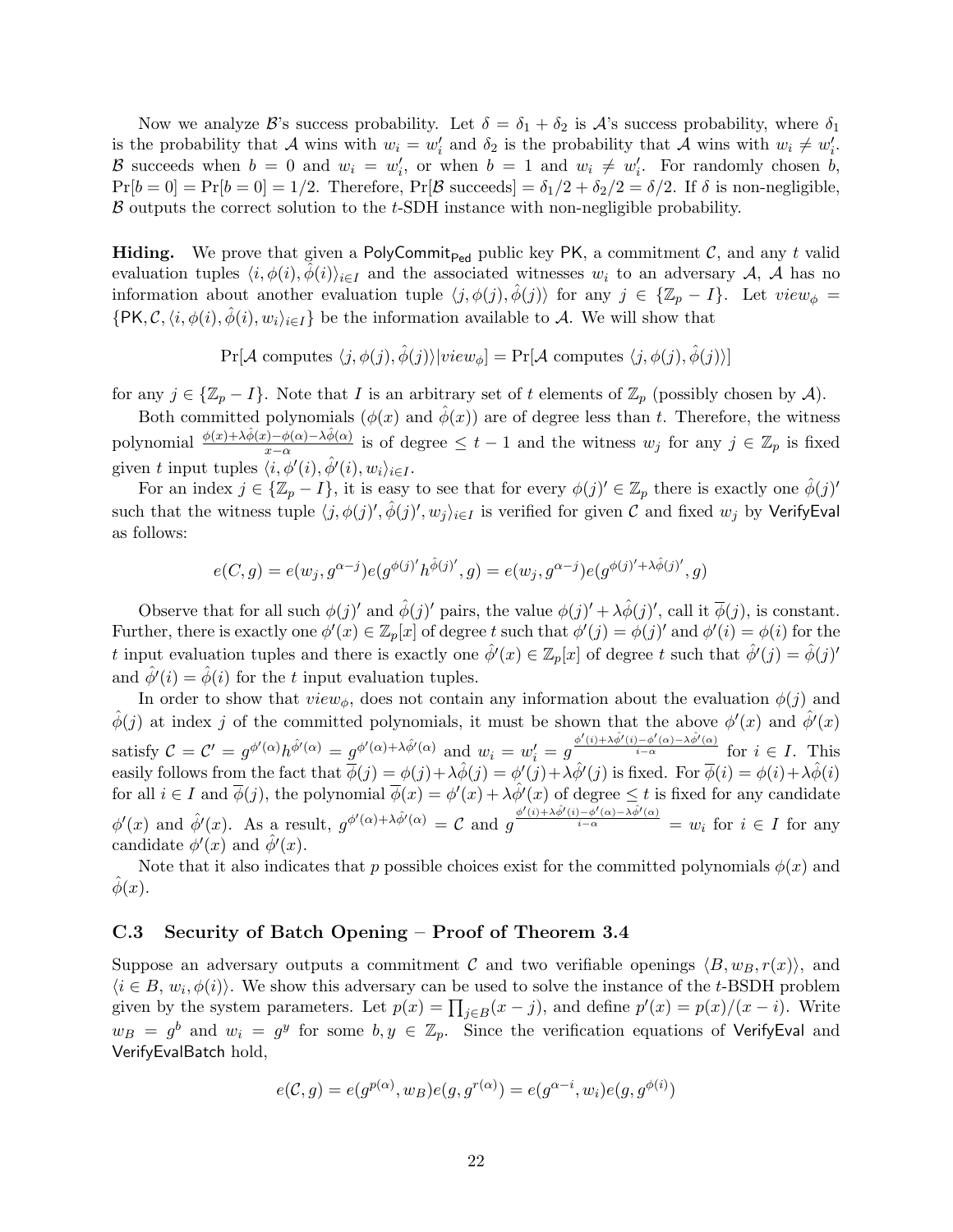Now we analyze $\mathcal{B}$'s success probability. Let $\delta = \delta_1 + \delta_2$ is $\mathcal{A}$'s success probability, where $\delta_1$ is the probability that $\mathcal{A}$ wins with $w_i = w_i'$ and $\delta_2$ is the probability that $\mathcal{A}$ wins with $w_i \neq w_i'$. $\mathcal{B}$ succeeds when $b = 0$ and $w_i = w_i'$, or when $b = 1$ and $w_i \neq w_i'$. For randomly chosen $b$, $\Pr[b = 0] = \Pr[b = 0] = 1/2$. Therefore, $\Pr[\mathcal{B} \text{ succeeds}] = \delta_1/2 + \delta_2/2 = \delta/2$. If $\delta$ is non-negligible, $\mathcal{B}$ outputs the correct solution to the $t$-SDH instance with non-negligible probability.

**Hiding.** We prove that given a $\mathsf{PolyCommit}_{\mathsf{Ped}}$ public key $\mathsf{PK}$, a commitment $\mathcal{C}$, and any $t$ valid evaluation tuples $\langle i, \phi(i), \hat{\phi}(i) \rangle_{i \in I}$ and the associated witnesses $w_i$ to an adversary $\mathcal{A}$, $\mathcal{A}$ has no information about another evaluation tuple $\langle j, \phi(j), \hat{\phi}(j) \rangle$ for any $j \in \{\mathbb{Z}_p - I\}$. Let $view_\phi = \{\mathsf{PK}, \mathcal{C}, \langle i, \phi(i), \hat{\phi}(i), w_i \rangle_{i \in I}\}$ be the information available to $\mathcal{A}$. We will show that

$$\Pr[\mathcal{A} \text{ computes } \langle j, \phi(j), \hat{\phi}(j) \rangle | view_\phi] = \Pr[\mathcal{A} \text{ computes } \langle j, \phi(j), \hat{\phi}(j) \rangle]$$

for any $j \in \{\mathbb{Z}_p - I\}$. Note that $I$ is an arbitrary set of $t$ elements of $\mathbb{Z}_p$ (possibly chosen by $\mathcal{A}$).

Both committed polynomials ($\phi(x)$ and $\hat{\phi}(x)$) are of degree less than $t$. Therefore, the witness polynomial $\frac{\phi(x)+\lambda\hat{\phi}(x)-\phi(\alpha)-\lambda\hat{\phi}(\alpha)}{x-\alpha}$ is of degree $\leq t-1$ and the witness $w_j$ for any $j \in \mathbb{Z}_p$ is fixed given $t$ input tuples $\langle i, \phi'(i), \hat{\phi}'(i), w_i \rangle_{i \in I}$.

For an index $j \in \{\mathbb{Z}_p - I\}$, it is easy to see that for every $\phi(j)' \in \mathbb{Z}_p$ there is exactly one $\hat{\phi}(j)'$ such that the witness tuple $\langle j, \phi(j)', \hat{\phi}(j)', w_j \rangle_{i \in I}$ is verified for given $\mathcal{C}$ and fixed $w_j$ by $\mathsf{VerifyEval}$ as follows:

$$e(C, g) = e(w_j, g^{\alpha - j}) e(g^{\phi(j)'} h^{\hat{\phi}(j)'}, g) = e(w_j, g^{\alpha - j}) e(g^{\phi(j)' + \lambda\hat{\phi}(j)'}, g)$$

Observe that for all such $\phi(j)'$ and $\hat{\phi}(j)'$ pairs, the value $\phi(j)' + \lambda\hat{\phi}(j)'$, call it $\overline{\phi}(j)$, is constant. Further, there is exactly one $\phi'(x) \in \mathbb{Z}_p[x]$ of degree $t$ such that $\phi'(j) = \phi(j)'$ and $\phi'(i) = \phi(i)$ for the $t$ input evaluation tuples and there is exactly one $\hat{\phi}'(x) \in \mathbb{Z}_p[x]$ of degree $t$ such that $\hat{\phi}'(j) = \hat{\phi}(j)'$ and $\hat{\phi}'(i) = \hat{\phi}(i)$ for the $t$ input evaluation tuples.

In order to show that $view_\phi$, does not contain any information about the evaluation $\phi(j)$ and $\hat{\phi}(j)$ at index $j$ of the committed polynomials, it must be shown that the above $\phi'(x)$ and $\hat{\phi}'(x)$ satisfy $\mathcal{C} = \mathcal{C}' = g^{\phi'(\alpha)} h^{\hat{\phi}'(\alpha)} = g^{\phi'(\alpha)+\lambda\hat{\phi}'(\alpha)}$ and $w_i = w_i' = g^{\frac{\phi'(i)+\lambda\hat{\phi}'(i)-\phi'(\alpha)-\lambda\hat{\phi}'(\alpha)}{i-\alpha}}$ for $i \in I$. This easily follows from the fact that $\overline{\phi}(j) = \phi(j) + \lambda\hat{\phi}(j) = \phi'(j) + \lambda\hat{\phi}'(j)$ is fixed. For $\overline{\phi}(i) = \phi(i) + \lambda\hat{\phi}(i)$ for all $i \in I$ and $\overline{\phi}(j)$, the polynomial $\overline{\phi}(x) = \phi'(x) + \lambda\hat{\phi}'(x)$ of degree $\leq t$ is fixed for any candidate $\phi'(x)$ and $\hat{\phi}'(x)$. As a result, $g^{\phi'(\alpha)+\lambda\hat{\phi}'(\alpha)} = \mathcal{C}$ and $g^{\frac{\phi'(i)+\lambda\hat{\phi}'(i)-\phi'(\alpha)-\lambda\hat{\phi}'(\alpha)}{i-\alpha}} = w_i$ for $i \in I$ for any candidate $\phi'(x)$ and $\hat{\phi}'(x)$.

Note that it also indicates that $p$ possible choices exist for the committed polynomials $\phi(x)$ and $\hat{\phi}(x)$.

### C.3 Security of Batch Opening – Proof of Theorem 3.4

Suppose an adversary outputs a commitment $\mathcal{C}$ and two verifiable openings $\langle B, w_B, r(x) \rangle$, and $\langle i \in B, w_i, \phi(i) \rangle$. We show this adversary can be used to solve the instance of the $t$-BSDH problem given by the system parameters. Let $p(x) = \prod_{j \in B}(x - j)$, and define $p'(x) = p(x)/(x - i)$. Write $w_B = g^b$ and $w_i = g^y$ for some $b, y \in \mathbb{Z}_p$. Since the verification equations of $\mathsf{VerifyEval}$ and $\mathsf{VerifyEvalBatch}$ hold,

$$e(\mathcal{C}, g) = e(g^{p(\alpha)}, w_B) e(g, g^{r(\alpha)}) = e(g^{\alpha - i}, w_i) e(g, g^{\phi(i)})$$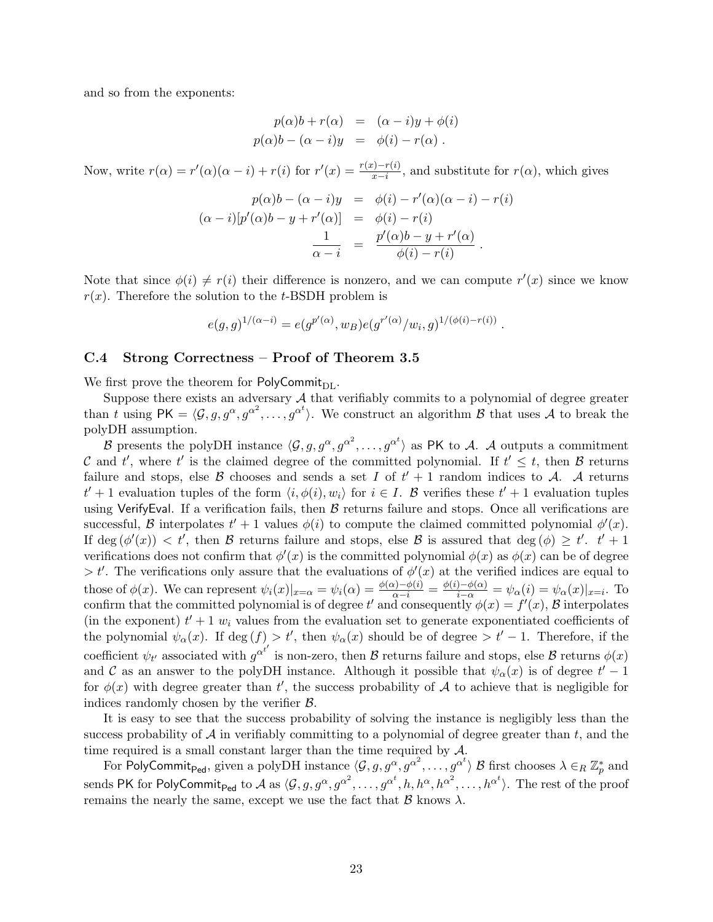and so from the exponents:

$$
\begin{aligned}
p(\alpha)b + r(\alpha) &= (\alpha - i)y + \phi(i) \\
p(\alpha)b - (\alpha - i)y &= \phi(i) - r(\alpha)\ .
\end{aligned}
$$

Now, write $r(\alpha) = r'(\alpha)(\alpha - i) + r(i)$ for $r'(x) = \frac{r(x)-r(i)}{x-i}$, and substitute for $r(\alpha)$, which gives

$$
\begin{aligned}
p(\alpha)b - (\alpha - i)y &= \phi(i) - r'(\alpha)(\alpha - i) - r(i) \\
(\alpha - i)[p'(\alpha)b - y + r'(\alpha)] &= \phi(i) - r(i) \\
\frac{1}{\alpha - i} &= \frac{p'(\alpha)b - y + r'(\alpha)}{\phi(i) - r(i)}\ .
\end{aligned}
$$

Note that since $\phi(i) \neq r(i)$ their difference is nonzero, and we can compute $r'(x)$ since we know $r(x)$. Therefore the solution to the $t$-BSDH problem is

$$
e(g,g)^{1/(\alpha - i)} = e(g^{p'(\alpha)}, w_B)e(g^{r'(\alpha)}/w_i, g)^{1/(\phi(i)-r(i))}\ .
$$

### C.4 Strong Correctness – Proof of Theorem 3.5

We first prove the theorem for $\mathsf{PolyCommit}_{\mathrm{DL}}$.

Suppose there exists an adversary $\mathcal{A}$ that verifiably commits to a polynomial of degree greater than $t$ using $\mathsf{PK} = \langle \mathcal{G}, g, g^{\alpha}, g^{\alpha^2}, \ldots, g^{\alpha^t} \rangle$. We construct an algorithm $\mathcal{B}$ that uses $\mathcal{A}$ to break the polyDH assumption.

$\mathcal{B}$ presents the polyDH instance $\langle \mathcal{G}, g, g^{\alpha}, g^{\alpha^2}, \ldots, g^{\alpha^t} \rangle$ as $\mathsf{PK}$ to $\mathcal{A}$. $\mathcal{A}$ outputs a commitment $\mathcal{C}$ and $t'$, where $t'$ is the claimed degree of the committed polynomial. If $t' \leq t$, then $\mathcal{B}$ returns failure and stops, else $\mathcal{B}$ chooses and sends a set $I$ of $t'+1$ random indices to $\mathcal{A}$. $\mathcal{A}$ returns $t'+1$ evaluation tuples of the form $\langle i, \phi(i), w_i \rangle$ for $i \in I$. $\mathcal{B}$ verifies these $t'+1$ evaluation tuples using $\mathsf{VerifyEval}$. If a verification fails, then $\mathcal{B}$ returns failure and stops. Once all verifications are successful, $\mathcal{B}$ interpolates $t'+1$ values $\phi(i)$ to compute the claimed committed polynomial $\phi'(x)$. If $\deg(\phi'(x)) < t'$, then $\mathcal{B}$ returns failure and stops, else $\mathcal{B}$ is assured that $\deg(\phi) \geq t'$. $t'+1$ verifications does not confirm that $\phi'(x)$ is the committed polynomial $\phi(x)$ as $\phi(x)$ can be of degree $> t'$. The verifications only assure that the evaluations of $\phi'(x)$ at the verified indices are equal to those of $\phi(x)$. We can represent $\psi_i(x)|_{x=\alpha} = \psi_i(\alpha) = \frac{\phi(\alpha)-\phi(i)}{\alpha - i} = \frac{\phi(i)-\phi(\alpha)}{i-\alpha} = \psi_\alpha(i) = \psi_\alpha(x)|_{x=i}$. To confirm that the committed polynomial is of degree $t'$ and consequently $\phi(x) = f'(x)$, $\mathcal{B}$ interpolates (in the exponent) $t'+1$ $w_i$ values from the evaluation set to generate exponentiated coefficients of the polynomial $\psi_\alpha(x)$. If $\deg(f) > t'$, then $\psi_\alpha(x)$ should be of degree $> t'-1$. Therefore, if the coefficient $\psi_{t'}$ associated with $g^{\alpha^{t'}}$ is non-zero, then $\mathcal{B}$ returns failure and stops, else $\mathcal{B}$ returns $\phi(x)$ and $\mathcal{C}$ as an answer to the polyDH instance. Although it possible that $\psi_\alpha(x)$ is of degree $t'-1$ for $\phi(x)$ with degree greater than $t'$, the success probability of $\mathcal{A}$ to achieve that is negligible for indices randomly chosen by the verifier $\mathcal{B}$.

It is easy to see that the success probability of solving the instance is negligibly less than the success probability of $\mathcal{A}$ in verifiably committing to a polynomial of degree greater than $t$, and the time required is a small constant larger than the time required by $\mathcal{A}$.

For $\mathsf{PolyCommit}_{\mathsf{Ped}}$, given a polyDH instance $\langle \mathcal{G}, g, g^{\alpha}, g^{\alpha^2}, \ldots, g^{\alpha^t} \rangle$ $\mathcal{B}$ first chooses $\lambda \in_R \mathbb{Z}_p^*$ and sends $\mathsf{PK}$ for $\mathsf{PolyCommit}_{\mathsf{Ped}}$ to $\mathcal{A}$ as $\langle \mathcal{G}, g, g^{\alpha}, g^{\alpha^2}, \ldots, g^{\alpha^t}, h, h^{\alpha}, h^{\alpha^2}, \ldots, h^{\alpha^t} \rangle$. The rest of the proof remains the nearly the same, except we use the fact that $\mathcal{B}$ knows $\lambda$.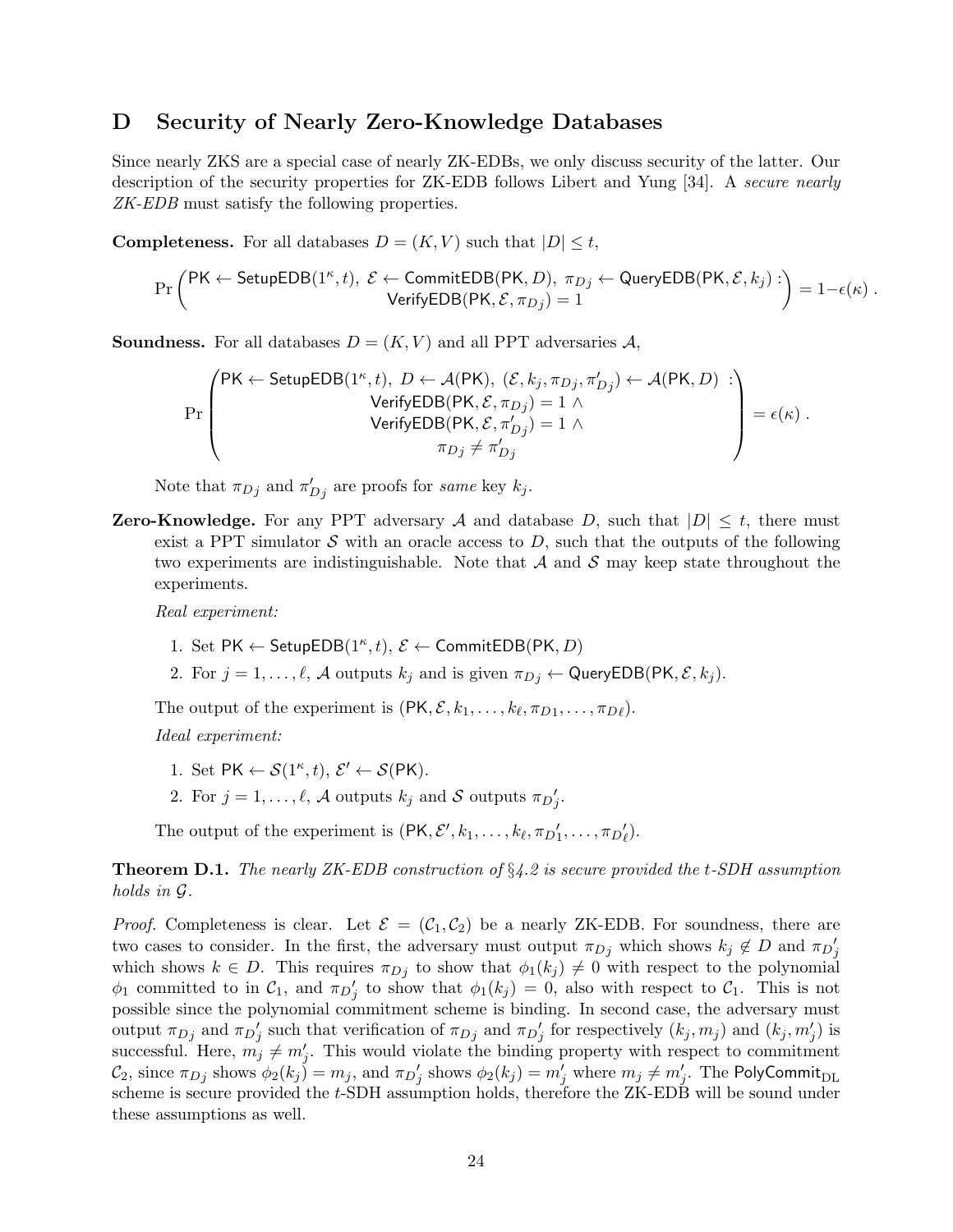## D Security of Nearly Zero-Knowledge Databases

Since nearly ZKS are a special case of nearly ZK-EDBs, we only discuss security of the latter. Our description of the security properties for ZK-EDB follows Libert and Yung [34]. A *secure nearly ZK-EDB* must satisfy the following properties.

**Completeness.** For all databases $D = (K, V)$ such that $|D| \leq t$,

$$\Pr\begin{pmatrix} \mathsf{PK} \leftarrow \mathsf{SetupEDB}(1^\kappa, t),\ \mathcal{E} \leftarrow \mathsf{CommitEDB}(\mathsf{PK}, D),\ \pi_{Dj} \leftarrow \mathsf{QueryEDB}(\mathsf{PK}, \mathcal{E}, k_j) : \\ \mathsf{VerifyEDB}(\mathsf{PK}, \mathcal{E}, \pi_{Dj}) = 1 \end{pmatrix} = 1 - \epsilon(\kappa)\ .$$

**Soundness.** For all databases $D = (K, V)$ and all PPT adversaries $\mathcal{A}$,

$$\Pr\begin{pmatrix} \mathsf{PK} \leftarrow \mathsf{SetupEDB}(1^\kappa, t),\ D \leftarrow \mathcal{A}(\mathsf{PK}),\ (\mathcal{E}, k_j, \pi_{Dj}, \pi'_{Dj}) \leftarrow \mathcal{A}(\mathsf{PK}, D)\ : \\ \mathsf{VerifyEDB}(\mathsf{PK}, \mathcal{E}, \pi_{Dj}) = 1\ \wedge \\ \mathsf{VerifyEDB}(\mathsf{PK}, \mathcal{E}, \pi'_{Dj}) = 1\ \wedge \\ \pi_{Dj} \neq \pi'_{Dj} \end{pmatrix} = \epsilon(\kappa)\ .$$

Note that $\pi_{Dj}$ and $\pi'_{Dj}$ are proofs for *same* key $k_j$.

**Zero-Knowledge.** For any PPT adversary $\mathcal{A}$ and database $D$, such that $|D| \leq t$, there must exist a PPT simulator $\mathcal{S}$ with an oracle access to $D$, such that the outputs of the following two experiments are indistinguishable. Note that $\mathcal{A}$ and $\mathcal{S}$ may keep state throughout the experiments.

*Real experiment:*

1. Set $\mathsf{PK} \leftarrow \mathsf{SetupEDB}(1^\kappa, t)$, $\mathcal{E} \leftarrow \mathsf{CommitEDB}(\mathsf{PK}, D)$
2. For $j = 1, \ldots, \ell$, $\mathcal{A}$ outputs $k_j$ and is given $\pi_{Dj} \leftarrow \mathsf{QueryEDB}(\mathsf{PK}, \mathcal{E}, k_j)$.

The output of the experiment is $(\mathsf{PK}, \mathcal{E}, k_1, \ldots, k_\ell, \pi_{D1}, \ldots, \pi_{D\ell})$.

*Ideal experiment:*

1. Set $\mathsf{PK} \leftarrow \mathcal{S}(1^\kappa, t)$, $\mathcal{E}' \leftarrow \mathcal{S}(\mathsf{PK})$.
2. For $j = 1, \ldots, \ell$, $\mathcal{A}$ outputs $k_j$ and $\mathcal{S}$ outputs $\pi_{D'_j}$.

The output of the experiment is $(\mathsf{PK}, \mathcal{E}', k_1, \ldots, k_\ell, \pi_{D'_1}, \ldots, \pi_{D'_\ell})$.

**Theorem D.1.** *The nearly ZK-EDB construction of §4.2 is secure provided the t-SDH assumption holds in $\mathcal{G}$.*

*Proof.* Completeness is clear. Let $\mathcal{E} = (\mathcal{C}_1, \mathcal{C}_2)$ be a nearly ZK-EDB. For soundness, there are two cases to consider. In the first, the adversary must output $\pi_{Dj}$ which shows $k_j \notin D$ and $\pi_{D'_j}$ which shows $k \in D$. This requires $\pi_{Dj}$ to show that $\phi_1(k_j) \neq 0$ with respect to the polynomial $\phi_1$ committed to in $\mathcal{C}_1$, and $\pi_{D'_j}$ to show that $\phi_1(k_j) = 0$, also with respect to $\mathcal{C}_1$. This is not possible since the polynomial commitment scheme is binding. In second case, the adversary must output $\pi_{Dj}$ and $\pi_{D'_j}$ such that verification of $\pi_{Dj}$ and $\pi_{D'_j}$ for respectively $(k_j, m_j)$ and $(k_j, m'_j)$ is successful. Here, $m_j \neq m'_j$. This would violate the binding property with respect to commitment $\mathcal{C}_2$, since $\pi_{Dj}$ shows $\phi_2(k_j) = m_j$, and $\pi_{D'_j}$ shows $\phi_2(k_j) = m'_j$ where $m_j \neq m'_j$. The $\mathsf{PolyCommit}_{\mathrm{DL}}$ scheme is secure provided the $t$-SDH assumption holds, therefore the ZK-EDB will be sound under these assumptions as well.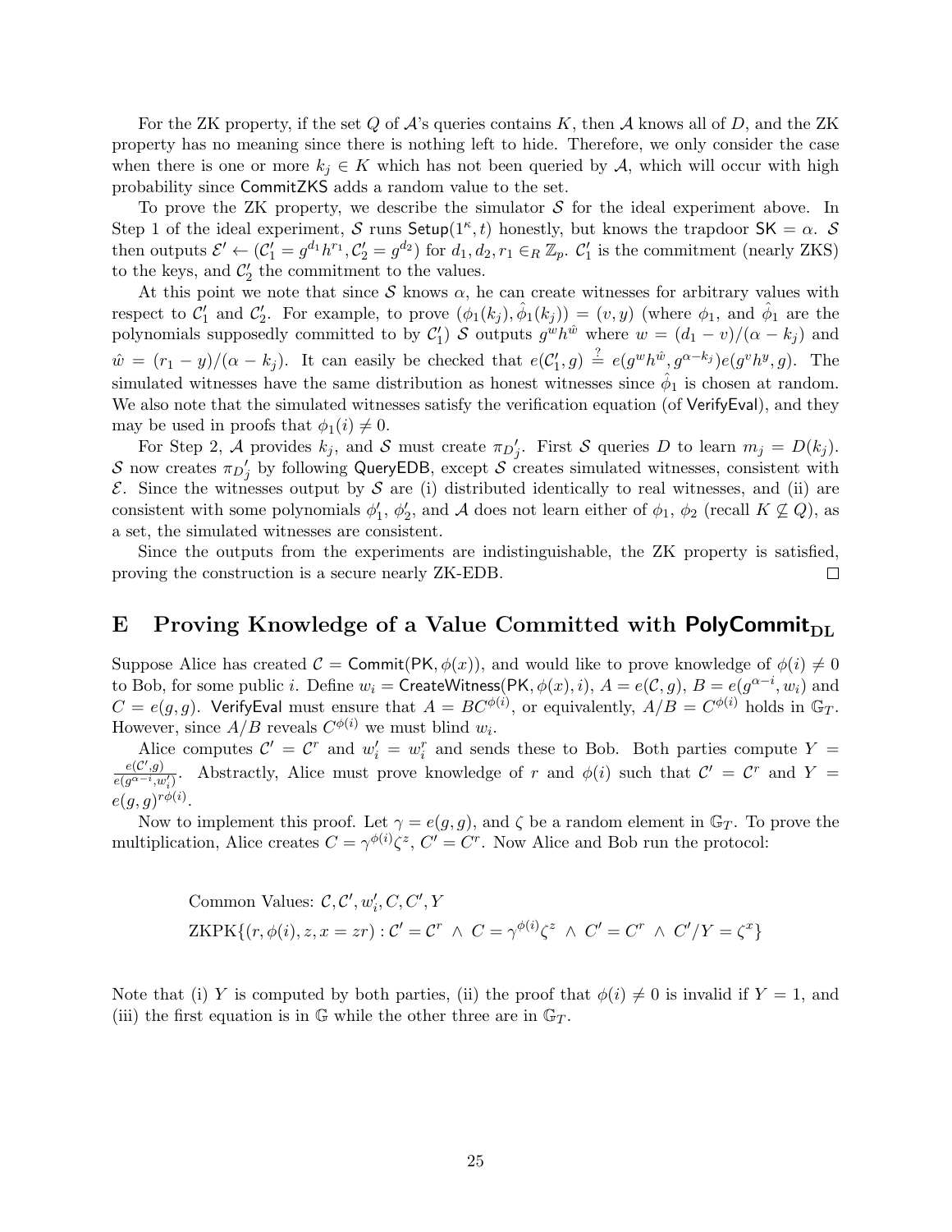For the ZK property, if the set $Q$ of $\mathcal{A}$'s queries contains $K$, then $\mathcal{A}$ knows all of $D$, and the ZK property has no meaning since there is nothing left to hide. Therefore, we only consider the case when there is one or more $k_j \in K$ which has not been queried by $\mathcal{A}$, which will occur with high probability since CommitZKS adds a random value to the set.

To prove the ZK property, we describe the simulator $\mathcal{S}$ for the ideal experiment above. In Step 1 of the ideal experiment, $\mathcal{S}$ runs $\mathsf{Setup}(1^\kappa, t)$ honestly, but knows the trapdoor $\mathsf{SK} = \alpha$. $\mathcal{S}$ then outputs $\mathcal{E}' \leftarrow (\mathcal{C}'_1 = g^{d_1} h^{r_1}, \mathcal{C}'_2 = g^{d_2})$ for $d_1, d_2, r_1 \in_R \mathbb{Z}_p$. $\mathcal{C}'_1$ is the commitment (nearly ZKS) to the keys, and $\mathcal{C}'_2$ the commitment to the values.

At this point we note that since $\mathcal{S}$ knows $\alpha$, he can create witnesses for arbitrary values with respect to $\mathcal{C}'_1$ and $\mathcal{C}'_2$. For example, to prove $(\phi_1(k_j), \hat{\phi}_1(k_j)) = (v, y)$ (where $\phi_1$, and $\hat{\phi}_1$ are the polynomials supposedly committed to by $\mathcal{C}'_1$) $\mathcal{S}$ outputs $g^w h^{\hat{w}}$ where $w = (d_1 - v)/(\alpha - k_j)$ and $\hat{w} = (r_1 - y)/(\alpha - k_j)$. It can easily be checked that $e(\mathcal{C}'_1, g) \stackrel{?}{=} e(g^w h^{\hat{w}}, g^{\alpha - k_j}) e(g^v h^y, g)$. The simulated witnesses have the same distribution as honest witnesses since $\hat{\phi}_1$ is chosen at random. We also note that the simulated witnesses satisfy the verification equation (of VerifyEval), and they may be used in proofs that $\phi_1(i) \neq 0$.

For Step 2, $\mathcal{A}$ provides $k_j$, and $\mathcal{S}$ must create $\pi_{D'_j}$. First $\mathcal{S}$ queries $D$ to learn $m_j = D(k_j)$. $\mathcal{S}$ now creates $\pi_{D'_j}$ by following QueryEDB, except $\mathcal{S}$ creates simulated witnesses, consistent with $\mathcal{E}$. Since the witnesses output by $\mathcal{S}$ are (i) distributed identically to real witnesses, and (ii) are consistent with some polynomials $\phi'_1$, $\phi'_2$, and $\mathcal{A}$ does not learn either of $\phi_1$, $\phi_2$ (recall $K \not\subseteq Q$), as a set, the simulated witnesses are consistent.

Since the outputs from the experiments are indistinguishable, the ZK property is satisfied, proving the construction is a secure nearly ZK-EDB. □

# E Proving Knowledge of a Value Committed with $\mathsf{PolyCommit}_{\mathsf{DL}}$

Suppose Alice has created $\mathcal{C} = \mathsf{Commit}(\mathsf{PK}, \phi(x))$, and would like to prove knowledge of $\phi(i) \neq 0$ to Bob, for some public $i$. Define $w_i = \mathsf{CreateWitness}(\mathsf{PK}, \phi(x), i)$, $A = e(\mathcal{C}, g)$, $B = e(g^{\alpha - i}, w_i)$ and $C = e(g, g)$. VerifyEval must ensure that $A = BC^{\phi(i)}$, or equivalently, $A/B = C^{\phi(i)}$ holds in $\mathbb{G}_T$. However, since $A/B$ reveals $C^{\phi(i)}$ we must blind $w_i$.

Alice computes $\mathcal{C}' = \mathcal{C}^r$ and $w'_i = w_i^r$ and sends these to Bob. Both parties compute $Y = \frac{e(\mathcal{C}', g)}{e(g^{\alpha - i}, w'_i)}$. Abstractly, Alice must prove knowledge of $r$ and $\phi(i)$ such that $\mathcal{C}' = \mathcal{C}^r$ and $Y = e(g, g)^{r\phi(i)}$.

Now to implement this proof. Let $\gamma = e(g, g)$, and $\zeta$ be a random element in $\mathbb{G}_T$. To prove the multiplication, Alice creates $C = \gamma^{\phi(i)} \zeta^z$, $C' = C^r$. Now Alice and Bob run the protocol:

$$\text{Common Values: } \mathcal{C}, \mathcal{C}', w'_i, C, C', Y$$

$$\text{ZKPK}\{(r, \phi(i), z, x = zr) : \mathcal{C}' = \mathcal{C}^r \ \wedge \ C = \gamma^{\phi(i)} \zeta^z \ \wedge \ C' = C^r \ \wedge \ C'/Y = \zeta^x\}$$

Note that (i) $Y$ is computed by both parties, (ii) the proof that $\phi(i) \neq 0$ is invalid if $Y = 1$, and (iii) the first equation is in $\mathbb{G}$ while the other three are in $\mathbb{G}_T$.